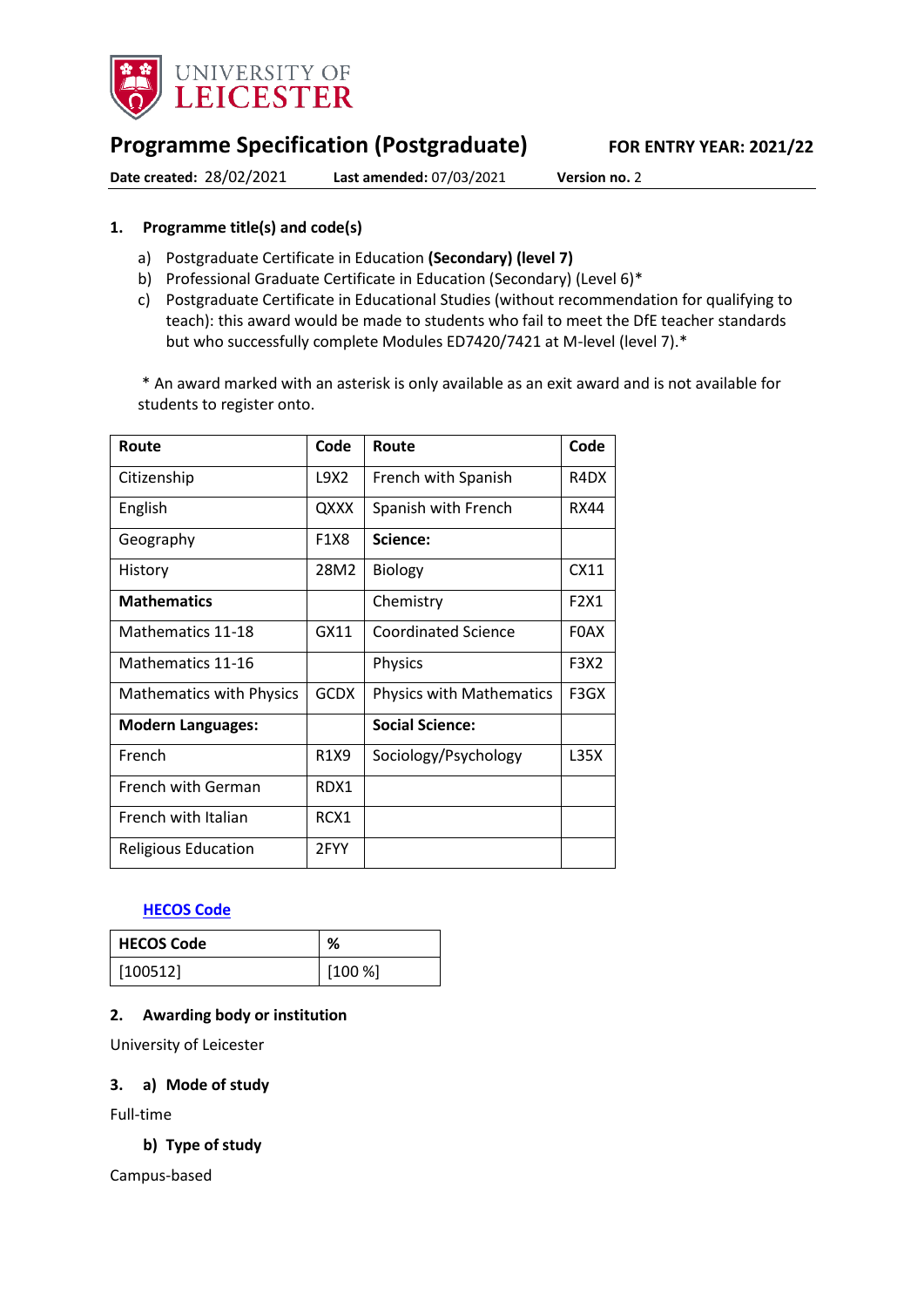# Programme Specification (Postgraduate)

**FOR ENTRY YEAR: 2021/22**

**Date created:** 28/02/2021 **Last amended:** 07/03/2021 **Version no.** 2

## 1. Programme title(s) and code(s)

a) Postgraduate Certificate in Education **(Secondary) (level 7)**
b) Professional Graduate Certificate in Education (Secondary) (Level 6)*
c) Postgraduate Certificate in Educational Studies (without recommendation for qualifying to teach): this award would be made to students who fail to meet the DfE teacher standards but who successfully complete Modules ED7420/7421 at M-level (level 7).*

* An award marked with an asterisk is only available as an exit award and is not available for students to register onto.

| Route | Code | Route | Code |
|---|---|---|---|
| Citizenship | L9X2 | French with Spanish | R4DX |
| English | QXXX | Spanish with French | RX44 |
| Geography | F1X8 | **Science:** | |
| History | 28M2 | Biology | CX11 |
| **Mathematics** | | Chemistry | F2X1 |
| Mathematics 11-18 | GX11 | Coordinated Science | F0AX |
| Mathematics 11-16 | | Physics | F3X2 |
| Mathematics with Physics | GCDX | Physics with Mathematics | F3GX |
| **Modern Languages:** | | **Social Science:** | |
| French | R1X9 | Sociology/Psychology | L35X |
| French with German | RDX1 | | |
| French with Italian | RCX1 | | |
| Religious Education | 2FYY | | |

**HECOS Code**

| HECOS Code | % |
|---|---|
| [100512] | [100 %] |

## 2. Awarding body or institution

University of Leicester

## 3. a) Mode of study

Full-time

### b) Type of study

Campus-based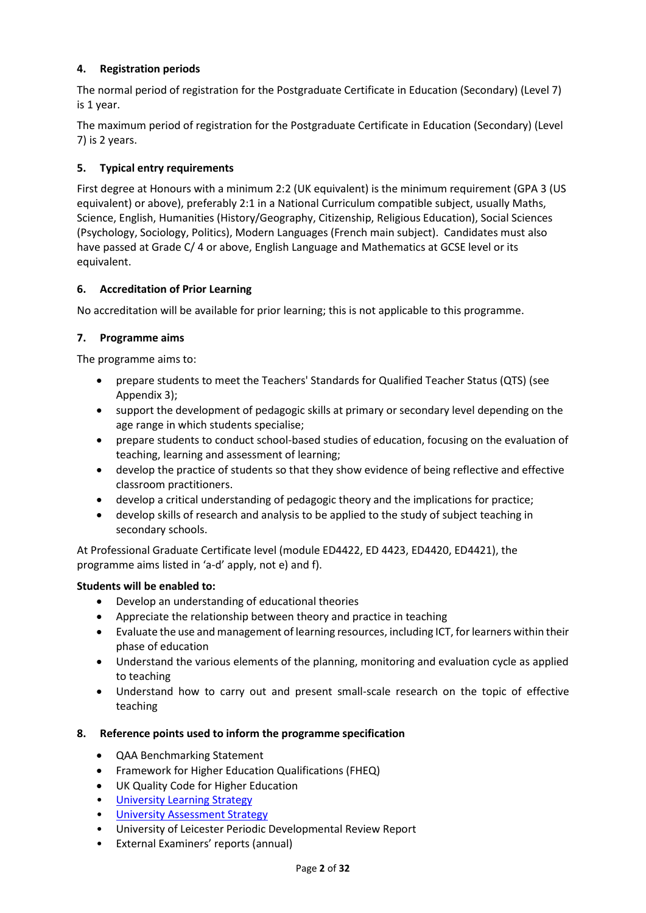### 4. Registration periods

The normal period of registration for the Postgraduate Certificate in Education (Secondary) (Level 7) is 1 year.

The maximum period of registration for the Postgraduate Certificate in Education (Secondary) (Level 7) is 2 years.

### 5. Typical entry requirements

First degree at Honours with a minimum 2:2 (UK equivalent) is the minimum requirement (GPA 3 (US equivalent) or above), preferably 2:1 in a National Curriculum compatible subject, usually Maths, Science, English, Humanities (History/Geography, Citizenship, Religious Education), Social Sciences (Psychology, Sociology, Politics), Modern Languages (French main subject). Candidates must also have passed at Grade C/ 4 or above, English Language and Mathematics at GCSE level or its equivalent.

### 6. Accreditation of Prior Learning

No accreditation will be available for prior learning; this is not applicable to this programme.

### 7. Programme aims

The programme aims to:

- prepare students to meet the Teachers' Standards for Qualified Teacher Status (QTS) (see Appendix 3);
- support the development of pedagogic skills at primary or secondary level depending on the age range in which students specialise;
- prepare students to conduct school-based studies of education, focusing on the evaluation of teaching, learning and assessment of learning;
- develop the practice of students so that they show evidence of being reflective and effective classroom practitioners.
- develop a critical understanding of pedagogic theory and the implications for practice;
- develop skills of research and analysis to be applied to the study of subject teaching in secondary schools.

At Professional Graduate Certificate level (module ED4422, ED 4423, ED4420, ED4421), the programme aims listed in 'a-d' apply, not e) and f).

**Students will be enabled to:**

- Develop an understanding of educational theories
- Appreciate the relationship between theory and practice in teaching
- Evaluate the use and management of learning resources, including ICT, for learners within their phase of education
- Understand the various elements of the planning, monitoring and evaluation cycle as applied to teaching
- Understand how to carry out and present small-scale research on the topic of effective teaching

### 8. Reference points used to inform the programme specification

- QAA Benchmarking Statement
- Framework for Higher Education Qualifications (FHEQ)
- UK Quality Code for Higher Education
- University Learning Strategy
- University Assessment Strategy
- University of Leicester Periodic Developmental Review Report
- External Examiners' reports (annual)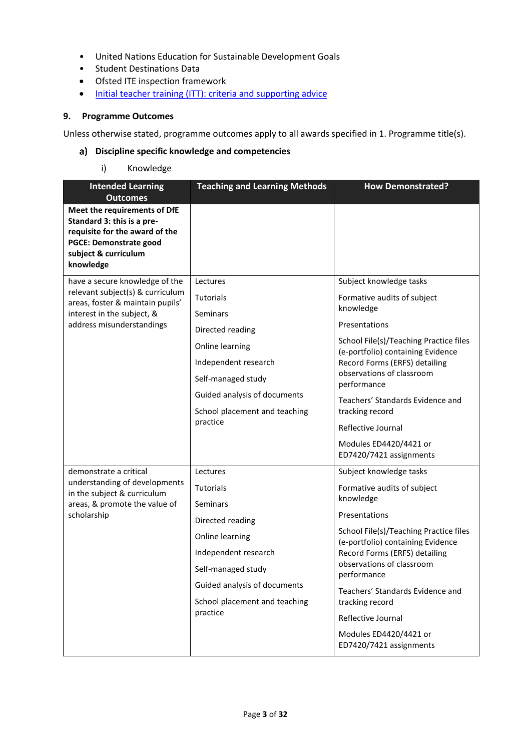- United Nations Education for Sustainable Development Goals
- Student Destinations Data
- Ofsted ITE inspection framework
- [Initial teacher training (ITT): criteria and supporting advice]()

## 9. Programme Outcomes

Unless otherwise stated, programme outcomes apply to all awards specified in 1. Programme title(s).

### a) Discipline specific knowledge and competencies

i) Knowledge

| Intended Learning Outcomes | Teaching and Learning Methods | How Demonstrated? |
|---|---|---|
| **Meet the requirements of DfE Standard 3: this is a pre-requisite for the award of the PGCE: Demonstrate good subject & curriculum knowledge** | | |
| have a secure knowledge of the relevant subject(s) & curriculum areas, foster & maintain pupils' interest in the subject, & address misunderstandings | Lectures<br>Tutorials<br>Seminars<br>Directed reading<br>Online learning<br>Independent research<br>Self-managed study<br>Guided analysis of documents<br>School placement and teaching practice | Subject knowledge tasks<br>Formative audits of subject knowledge<br>Presentations<br>School File(s)/Teaching Practice files (e-portfolio) containing Evidence Record Forms (ERFS) detailing observations of classroom performance<br>Teachers' Standards Evidence and tracking record<br>Reflective Journal<br>Modules ED4420/4421 or ED7420/7421 assignments |
| demonstrate a critical understanding of developments in the subject & curriculum areas, & promote the value of scholarship | Lectures<br>Tutorials<br>Seminars<br>Directed reading<br>Online learning<br>Independent research<br>Self-managed study<br>Guided analysis of documents<br>School placement and teaching practice | Subject knowledge tasks<br>Formative audits of subject knowledge<br>Presentations<br>School File(s)/Teaching Practice files (e-portfolio) containing Evidence Record Forms (ERFS) detailing observations of classroom performance<br>Teachers' Standards Evidence and tracking record<br>Reflective Journal<br>Modules ED4420/4421 or ED7420/7421 assignments |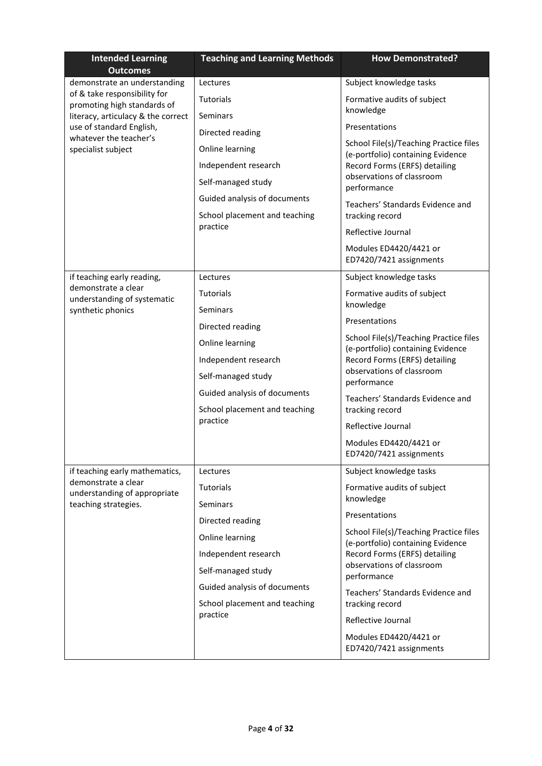| Intended Learning Outcomes | Teaching and Learning Methods | How Demonstrated? |
|---|---|---|
| demonstrate an understanding of & take responsibility for promoting high standards of literacy, articulacy & the correct use of standard English, whatever the teacher's specialist subject | Lectures<br>Tutorials<br>Seminars<br>Directed reading<br>Online learning<br>Independent research<br>Self-managed study<br>Guided analysis of documents<br>School placement and teaching practice | Subject knowledge tasks<br>Formative audits of subject knowledge<br>Presentations<br>School File(s)/Teaching Practice files (e-portfolio) containing Evidence Record Forms (ERFS) detailing observations of classroom performance<br>Teachers' Standards Evidence and tracking record<br>Reflective Journal<br>Modules ED4420/4421 or ED7420/7421 assignments |
| if teaching early reading, demonstrate a clear understanding of systematic synthetic phonics | Lectures<br>Tutorials<br>Seminars<br>Directed reading<br>Online learning<br>Independent research<br>Self-managed study<br>Guided analysis of documents<br>School placement and teaching practice | Subject knowledge tasks<br>Formative audits of subject knowledge<br>Presentations<br>School File(s)/Teaching Practice files (e-portfolio) containing Evidence Record Forms (ERFS) detailing observations of classroom performance<br>Teachers' Standards Evidence and tracking record<br>Reflective Journal<br>Modules ED4420/4421 or ED7420/7421 assignments |
| if teaching early mathematics, demonstrate a clear understanding of appropriate teaching strategies. | Lectures<br>Tutorials<br>Seminars<br>Directed reading<br>Online learning<br>Independent research<br>Self-managed study<br>Guided analysis of documents<br>School placement and teaching practice | Subject knowledge tasks<br>Formative audits of subject knowledge<br>Presentations<br>School File(s)/Teaching Practice files (e-portfolio) containing Evidence Record Forms (ERFS) detailing observations of classroom performance<br>Teachers' Standards Evidence and tracking record<br>Reflective Journal<br>Modules ED4420/4421 or ED7420/7421 assignments |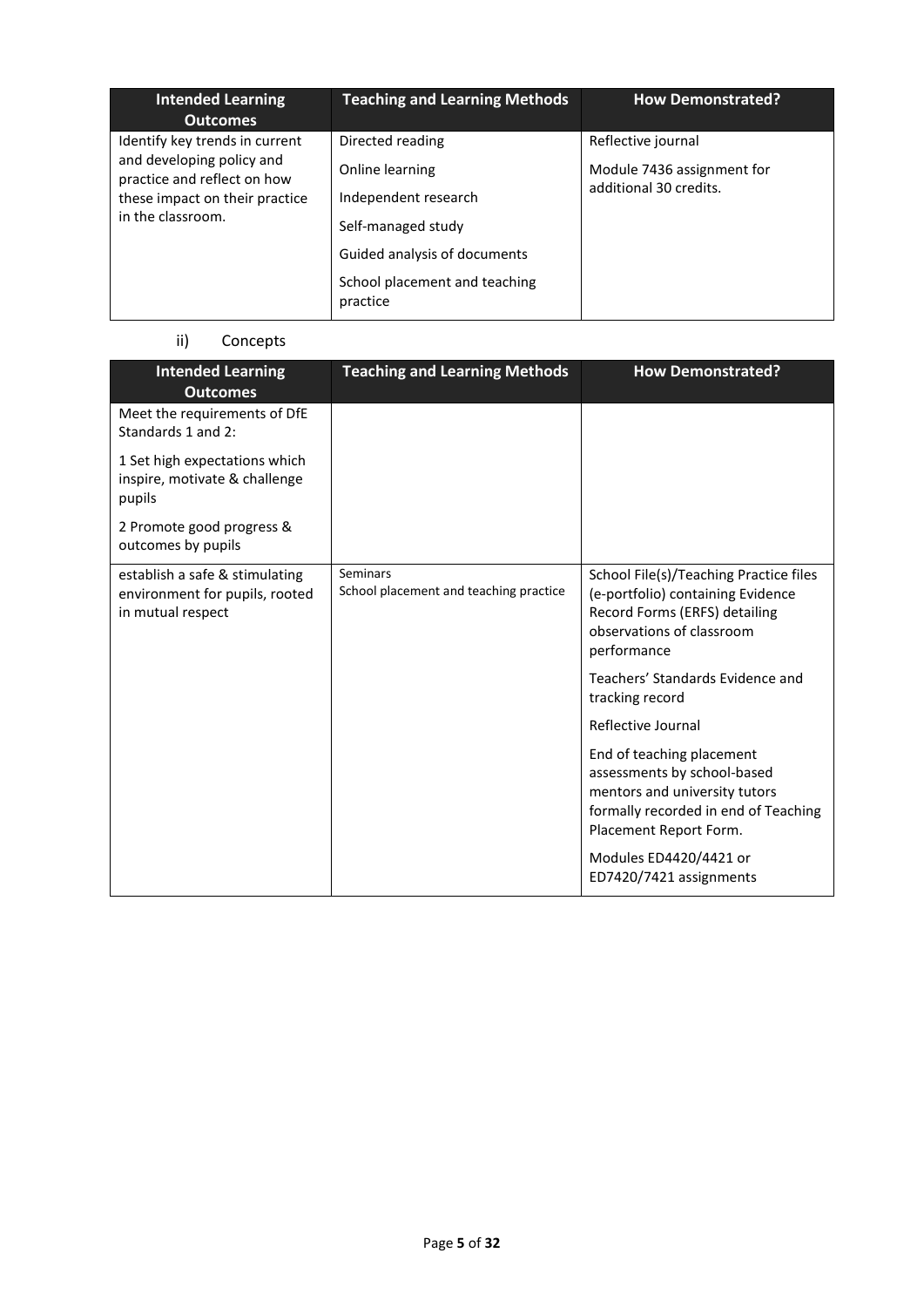| Intended Learning Outcomes | Teaching and Learning Methods | How Demonstrated? |
|---|---|---|
| Identify key trends in current and developing policy and practice and reflect on how these impact on their practice in the classroom. | Directed reading<br>Online learning<br>Independent research<br>Self-managed study<br>Guided analysis of documents<br>School placement and teaching practice | Reflective journal<br>Module 7436 assignment for additional 30 credits. |

ii) Concepts

| Intended Learning Outcomes | Teaching and Learning Methods | How Demonstrated? |
|---|---|---|
| Meet the requirements of DfE Standards 1 and 2:<br>1 Set high expectations which inspire, motivate & challenge pupils<br>2 Promote good progress & outcomes by pupils | | |
| establish a safe & stimulating environment for pupils, rooted in mutual respect | Seminars<br>School placement and teaching practice | School File(s)/Teaching Practice files (e-portfolio) containing Evidence Record Forms (ERFS) detailing observations of classroom performance<br>Teachers' Standards Evidence and tracking record<br>Reflective Journal<br>End of teaching placement assessments by school-based mentors and university tutors formally recorded in end of Teaching Placement Report Form.<br>Modules ED4420/4421 or ED7420/7421 assignments |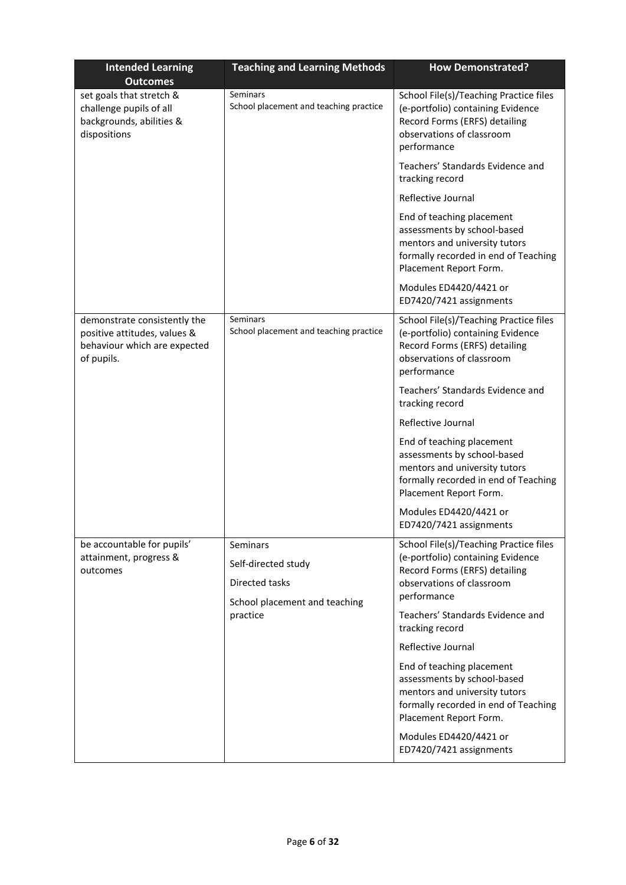| Intended Learning Outcomes | Teaching and Learning Methods | How Demonstrated? |
|---|---|---|
| set goals that stretch & challenge pupils of all backgrounds, abilities & dispositions | Seminars<br>School placement and teaching practice | School File(s)/Teaching Practice files (e-portfolio) containing Evidence Record Forms (ERFS) detailing observations of classroom performance<br><br>Teachers' Standards Evidence and tracking record<br><br>Reflective Journal<br><br>End of teaching placement assessments by school-based mentors and university tutors formally recorded in end of Teaching Placement Report Form.<br><br>Modules ED4420/4421 or ED7420/7421 assignments |
| demonstrate consistently the positive attitudes, values & behaviour which are expected of pupils. | Seminars<br>School placement and teaching practice | School File(s)/Teaching Practice files (e-portfolio) containing Evidence Record Forms (ERFS) detailing observations of classroom performance<br><br>Teachers' Standards Evidence and tracking record<br><br>Reflective Journal<br><br>End of teaching placement assessments by school-based mentors and university tutors formally recorded in end of Teaching Placement Report Form.<br><br>Modules ED4420/4421 or ED7420/7421 assignments |
| be accountable for pupils' attainment, progress & outcomes | Seminars<br><br>Self-directed study<br><br>Directed tasks<br><br>School placement and teaching practice | School File(s)/Teaching Practice files (e-portfolio) containing Evidence Record Forms (ERFS) detailing observations of classroom performance<br><br>Teachers' Standards Evidence and tracking record<br><br>Reflective Journal<br><br>End of teaching placement assessments by school-based mentors and university tutors formally recorded in end of Teaching Placement Report Form.<br><br>Modules ED4420/4421 or ED7420/7421 assignments |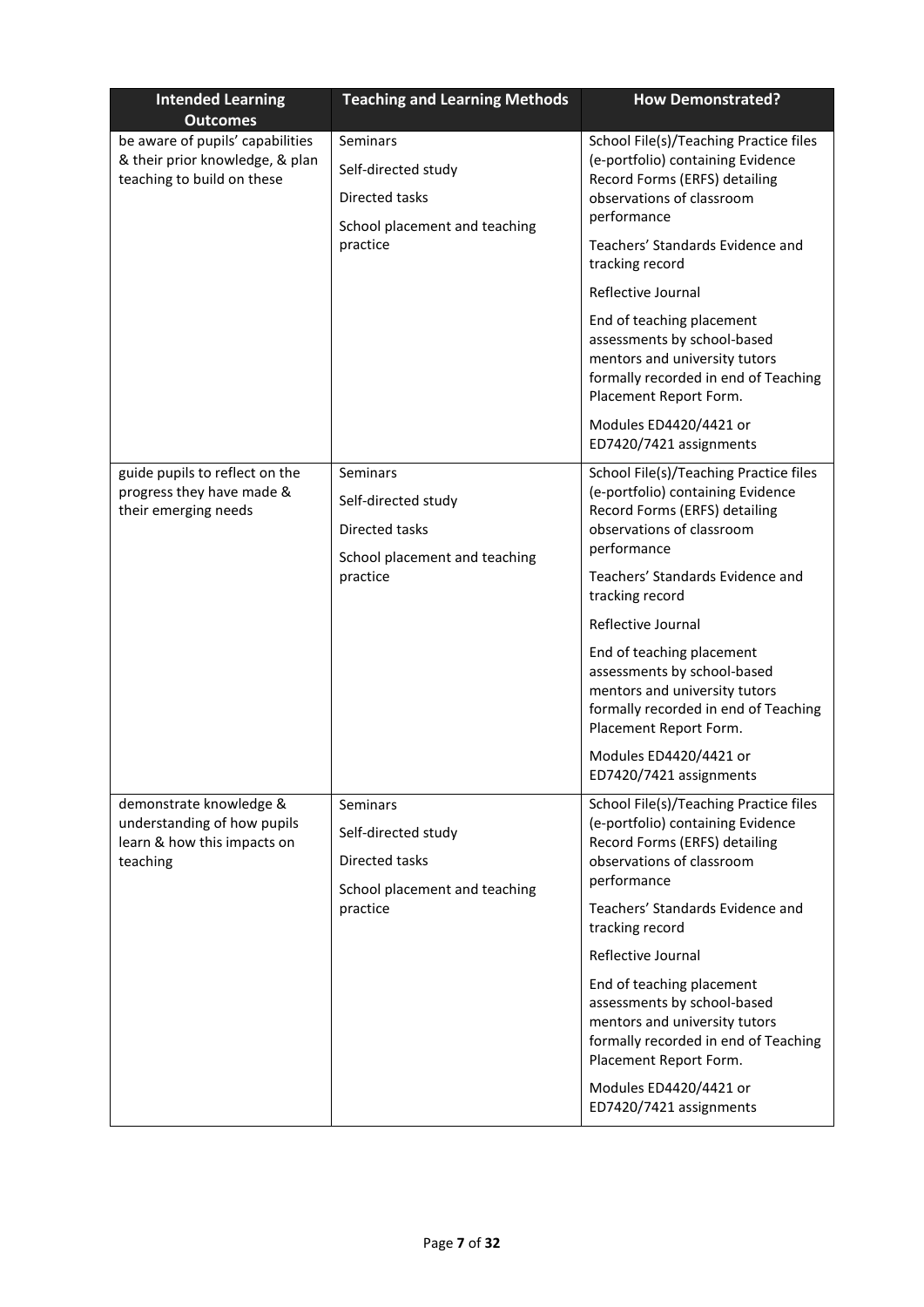| Intended Learning Outcomes | Teaching and Learning Methods | How Demonstrated? |
|---|---|---|
| be aware of pupils' capabilities & their prior knowledge, & plan teaching to build on these | Seminars<br><br>Self-directed study<br><br>Directed tasks<br><br>School placement and teaching practice | School File(s)/Teaching Practice files (e-portfolio) containing Evidence Record Forms (ERFS) detailing observations of classroom performance<br><br>Teachers' Standards Evidence and tracking record<br><br>Reflective Journal<br><br>End of teaching placement assessments by school-based mentors and university tutors formally recorded in end of Teaching Placement Report Form.<br><br>Modules ED4420/4421 or ED7420/7421 assignments |
| guide pupils to reflect on the progress they have made & their emerging needs | Seminars<br><br>Self-directed study<br><br>Directed tasks<br><br>School placement and teaching practice | School File(s)/Teaching Practice files (e-portfolio) containing Evidence Record Forms (ERFS) detailing observations of classroom performance<br><br>Teachers' Standards Evidence and tracking record<br><br>Reflective Journal<br><br>End of teaching placement assessments by school-based mentors and university tutors formally recorded in end of Teaching Placement Report Form.<br><br>Modules ED4420/4421 or ED7420/7421 assignments |
| demonstrate knowledge & understanding of how pupils learn & how this impacts on teaching | Seminars<br><br>Self-directed study<br><br>Directed tasks<br><br>School placement and teaching practice | School File(s)/Teaching Practice files (e-portfolio) containing Evidence Record Forms (ERFS) detailing observations of classroom performance<br><br>Teachers' Standards Evidence and tracking record<br><br>Reflective Journal<br><br>End of teaching placement assessments by school-based mentors and university tutors formally recorded in end of Teaching Placement Report Form.<br><br>Modules ED4420/4421 or ED7420/7421 assignments |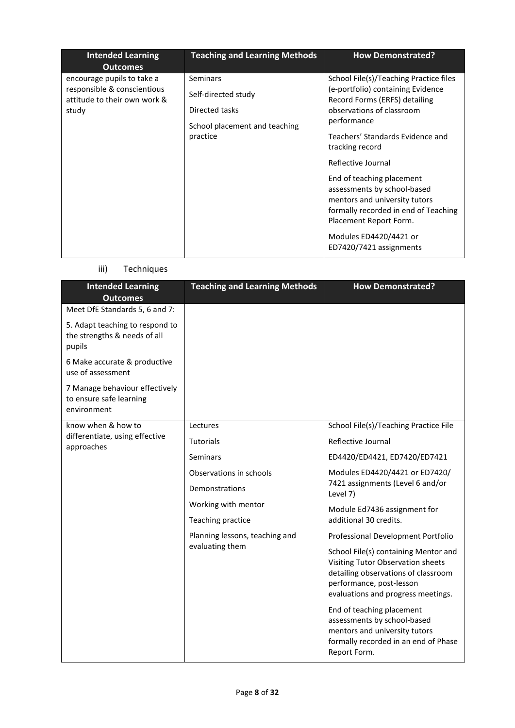| Intended Learning Outcomes | Teaching and Learning Methods | How Demonstrated? |
|---|---|---|
| encourage pupils to take a responsible & conscientious attitude to their own work & study | Seminars<br><br>Self-directed study<br><br>Directed tasks<br><br>School placement and teaching practice | School File(s)/Teaching Practice files (e-portfolio) containing Evidence Record Forms (ERFS) detailing observations of classroom performance<br><br>Teachers' Standards Evidence and tracking record<br><br>Reflective Journal<br><br>End of teaching placement assessments by school-based mentors and university tutors formally recorded in end of Teaching Placement Report Form.<br><br>Modules ED4420/4421 or ED7420/7421 assignments |

iii) Techniques

| Intended Learning Outcomes | Teaching and Learning Methods | How Demonstrated? |
|---|---|---|
| Meet DfE Standards 5, 6 and 7:<br><br>5. Adapt teaching to respond to the strengths & needs of all pupils<br><br>6 Make accurate & productive use of assessment<br><br>7 Manage behaviour effectively to ensure safe learning environment | | |
| know when & how to differentiate, using effective approaches | Lectures<br><br>Tutorials<br><br>Seminars<br><br>Observations in schools<br><br>Demonstrations<br><br>Working with mentor<br><br>Teaching practice<br><br>Planning lessons, teaching and evaluating them | School File(s)/Teaching Practice File<br><br>Reflective Journal<br><br>ED4420/ED4421, ED7420/ED7421<br><br>Modules ED4420/4421 or ED7420/ 7421 assignments (Level 6 and/or Level 7)<br><br>Module Ed7436 assignment for additional 30 credits.<br><br>Professional Development Portfolio<br><br>School File(s) containing Mentor and Visiting Tutor Observation sheets detailing observations of classroom performance, post-lesson evaluations and progress meetings.<br><br>End of teaching placement assessments by school-based mentors and university tutors formally recorded in an end of Phase Report Form. |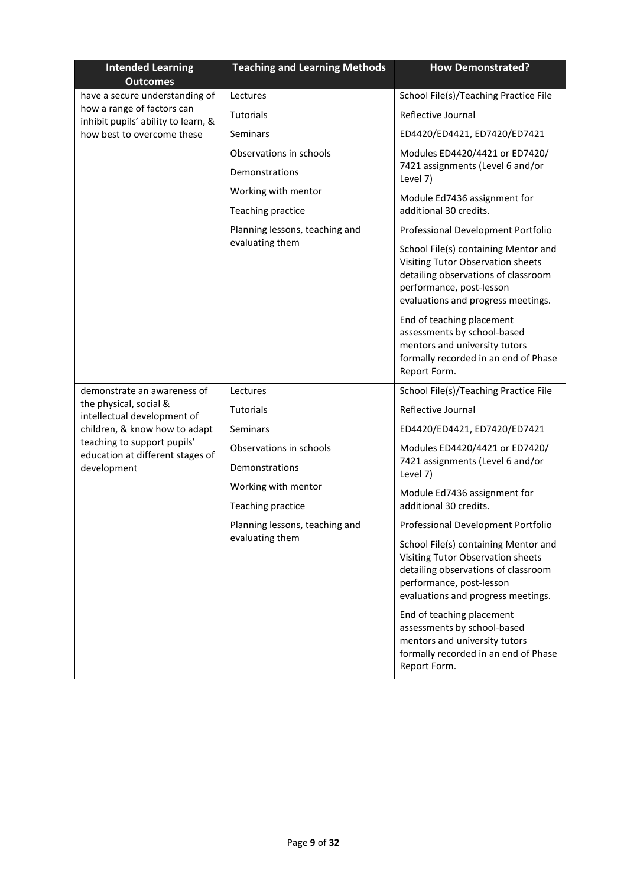| Intended Learning Outcomes | Teaching and Learning Methods | How Demonstrated? |
| --- | --- | --- |
| have a secure understanding of how a range of factors can inhibit pupils' ability to learn, & how best to overcome these | Lectures<br>Tutorials<br>Seminars<br>Observations in schools<br>Demonstrations<br>Working with mentor<br>Teaching practice<br>Planning lessons, teaching and evaluating them | School File(s)/Teaching Practice File<br>Reflective Journal<br>ED4420/ED4421, ED7420/ED7421<br>Modules ED4420/4421 or ED7420/ 7421 assignments (Level 6 and/or Level 7)<br>Module Ed7436 assignment for additional 30 credits.<br>Professional Development Portfolio<br>School File(s) containing Mentor and Visiting Tutor Observation sheets detailing observations of classroom performance, post-lesson evaluations and progress meetings.<br>End of teaching placement assessments by school-based mentors and university tutors formally recorded in an end of Phase Report Form. |
| demonstrate an awareness of the physical, social & intellectual development of children, & know how to adapt teaching to support pupils' education at different stages of development | Lectures<br>Tutorials<br>Seminars<br>Observations in schools<br>Demonstrations<br>Working with mentor<br>Teaching practice<br>Planning lessons, teaching and evaluating them | School File(s)/Teaching Practice File<br>Reflective Journal<br>ED4420/ED4421, ED7420/ED7421<br>Modules ED4420/4421 or ED7420/ 7421 assignments (Level 6 and/or Level 7)<br>Module Ed7436 assignment for additional 30 credits.<br>Professional Development Portfolio<br>School File(s) containing Mentor and Visiting Tutor Observation sheets detailing observations of classroom performance, post-lesson evaluations and progress meetings.<br>End of teaching placement assessments by school-based mentors and university tutors formally recorded in an end of Phase Report Form. |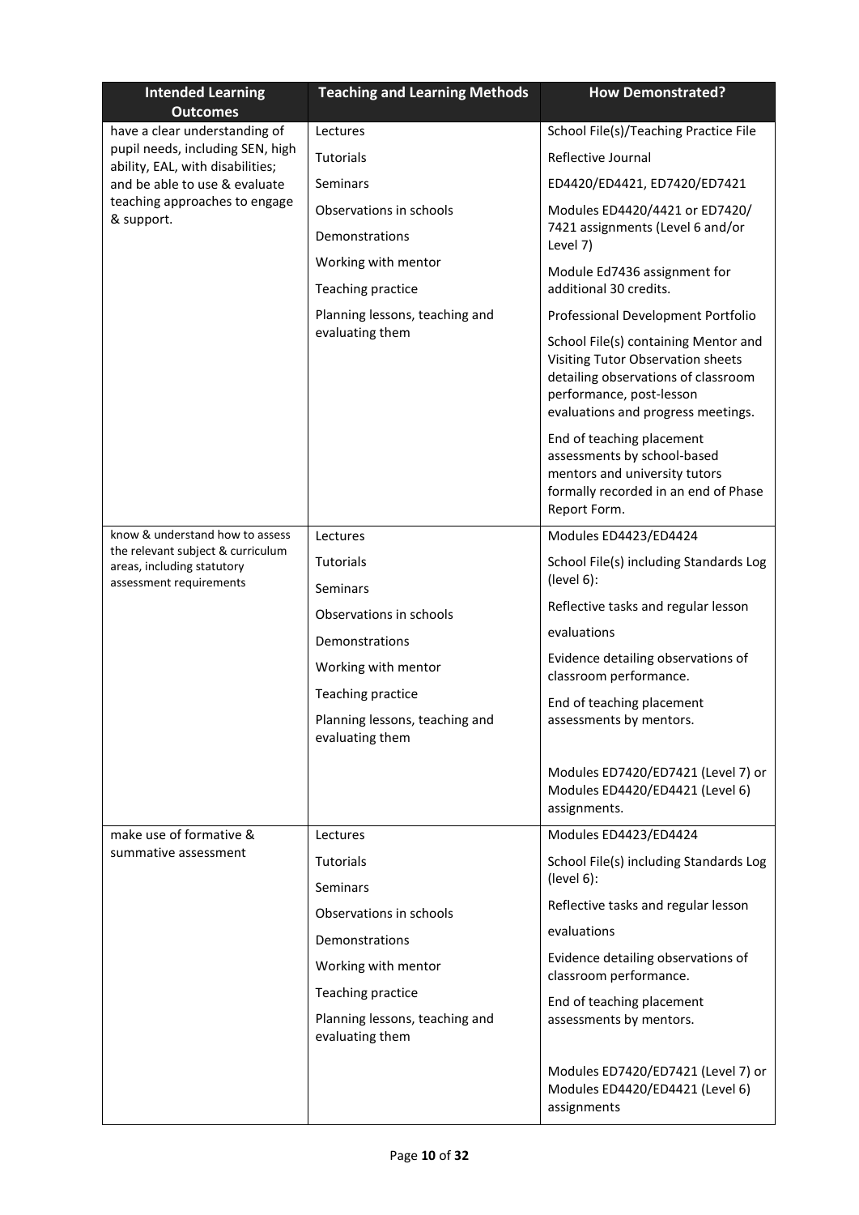| Intended Learning Outcomes | Teaching and Learning Methods | How Demonstrated? |
|---|---|---|
| have a clear understanding of pupil needs, including SEN, high ability, EAL, with disabilities; and be able to use & evaluate teaching approaches to engage & support. | Lectures<br>Tutorials<br>Seminars<br>Observations in schools<br>Demonstrations<br>Working with mentor<br>Teaching practice<br>Planning lessons, teaching and evaluating them | School File(s)/Teaching Practice File<br>Reflective Journal<br>ED4420/ED4421, ED7420/ED7421<br>Modules ED4420/4421 or ED7420/ 7421 assignments (Level 6 and/or Level 7)<br>Module Ed7436 assignment for additional 30 credits.<br>Professional Development Portfolio<br>School File(s) containing Mentor and Visiting Tutor Observation sheets detailing observations of classroom performance, post-lesson evaluations and progress meetings.<br>End of teaching placement assessments by school-based mentors and university tutors formally recorded in an end of Phase Report Form. |
| know & understand how to assess the relevant subject & curriculum areas, including statutory assessment requirements | Lectures<br>Tutorials<br>Seminars<br>Observations in schools<br>Demonstrations<br>Working with mentor<br>Teaching practice<br>Planning lessons, teaching and evaluating them | Modules ED4423/ED4424<br>School File(s) including Standards Log (level 6):<br>Reflective tasks and regular lesson evaluations<br>Evidence detailing observations of classroom performance.<br>End of teaching placement assessments by mentors.<br><br>Modules ED7420/ED7421 (Level 7) or Modules ED4420/ED4421 (Level 6) assignments. |
| make use of formative & summative assessment | Lectures<br>Tutorials<br>Seminars<br>Observations in schools<br>Demonstrations<br>Working with mentor<br>Teaching practice<br>Planning lessons, teaching and evaluating them | Modules ED4423/ED4424<br>School File(s) including Standards Log (level 6):<br>Reflective tasks and regular lesson evaluations<br>Evidence detailing observations of classroom performance.<br>End of teaching placement assessments by mentors.<br><br>Modules ED7420/ED7421 (Level 7) or Modules ED4420/ED4421 (Level 6) assignments |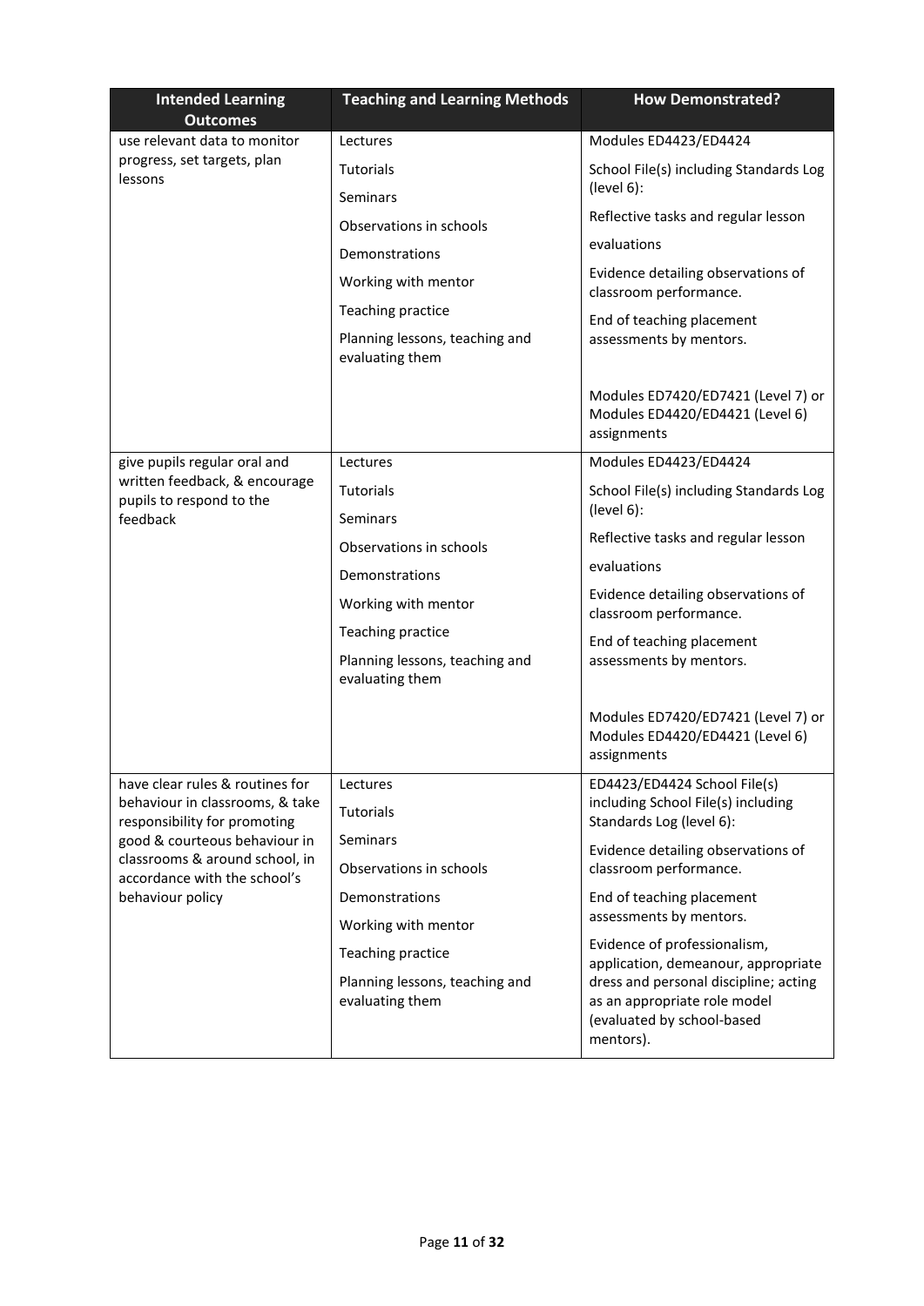| Intended Learning Outcomes | Teaching and Learning Methods | How Demonstrated? |
| --- | --- | --- |
| use relevant data to monitor progress, set targets, plan lessons | Lectures<br>Tutorials<br>Seminars<br>Observations in schools<br>Demonstrations<br>Working with mentor<br>Teaching practice<br>Planning lessons, teaching and evaluating them | Modules ED4423/ED4424<br>School File(s) including Standards Log (level 6):<br>Reflective tasks and regular lesson<br>evaluations<br>Evidence detailing observations of classroom performance.<br>End of teaching placement assessments by mentors.<br><br>Modules ED7420/ED7421 (Level 7) or Modules ED4420/ED4421 (Level 6) assignments |
| give pupils regular oral and written feedback, & encourage pupils to respond to the feedback | Lectures<br>Tutorials<br>Seminars<br>Observations in schools<br>Demonstrations<br>Working with mentor<br>Teaching practice<br>Planning lessons, teaching and evaluating them | Modules ED4423/ED4424<br>School File(s) including Standards Log (level 6):<br>Reflective tasks and regular lesson<br>evaluations<br>Evidence detailing observations of classroom performance.<br>End of teaching placement assessments by mentors.<br><br>Modules ED7420/ED7421 (Level 7) or Modules ED4420/ED4421 (Level 6) assignments |
| have clear rules & routines for behaviour in classrooms, & take responsibility for promoting good & courteous behaviour in classrooms & around school, in accordance with the school's behaviour policy | Lectures<br>Tutorials<br>Seminars<br>Observations in schools<br>Demonstrations<br>Working with mentor<br>Teaching practice<br>Planning lessons, teaching and evaluating them | ED4423/ED4424 School File(s) including School File(s) including Standards Log (level 6):<br>Evidence detailing observations of classroom performance.<br>End of teaching placement assessments by mentors.<br>Evidence of professionalism, application, demeanour, appropriate dress and personal discipline; acting as an appropriate role model (evaluated by school-based mentors). |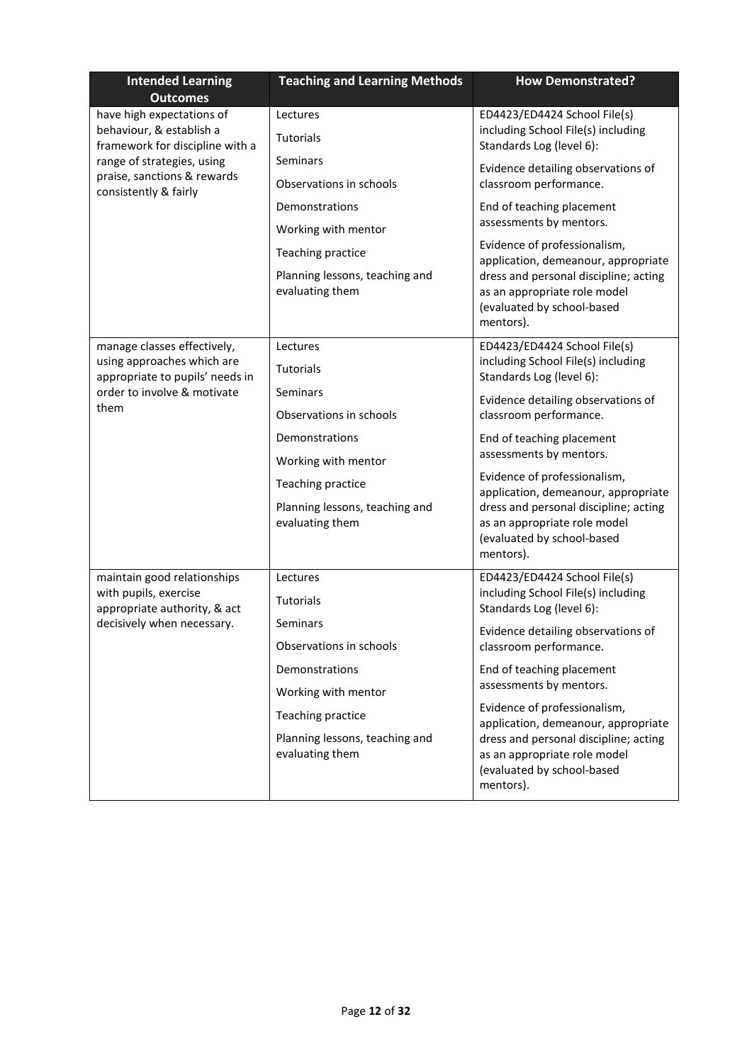| Intended Learning Outcomes | Teaching and Learning Methods | How Demonstrated? |
|---|---|---|
| have high expectations of behaviour, & establish a framework for discipline with a range of strategies, using praise, sanctions & rewards consistently & fairly | Lectures<br>Tutorials<br>Seminars<br>Observations in schools<br>Demonstrations<br>Working with mentor<br>Teaching practice<br>Planning lessons, teaching and evaluating them | ED4423/ED4424 School File(s) including School File(s) including Standards Log (level 6):<br>Evidence detailing observations of classroom performance.<br>End of teaching placement assessments by mentors.<br>Evidence of professionalism, application, demeanour, appropriate dress and personal discipline; acting as an appropriate role model (evaluated by school-based mentors). |
| manage classes effectively, using approaches which are appropriate to pupils' needs in order to involve & motivate them | Lectures<br>Tutorials<br>Seminars<br>Observations in schools<br>Demonstrations<br>Working with mentor<br>Teaching practice<br>Planning lessons, teaching and evaluating them | ED4423/ED4424 School File(s) including School File(s) including Standards Log (level 6):<br>Evidence detailing observations of classroom performance.<br>End of teaching placement assessments by mentors.<br>Evidence of professionalism, application, demeanour, appropriate dress and personal discipline; acting as an appropriate role model (evaluated by school-based mentors). |
| maintain good relationships with pupils, exercise appropriate authority, & act decisively when necessary. | Lectures<br>Tutorials<br>Seminars<br>Observations in schools<br>Demonstrations<br>Working with mentor<br>Teaching practice<br>Planning lessons, teaching and evaluating them | ED4423/ED4424 School File(s) including School File(s) including Standards Log (level 6):<br>Evidence detailing observations of classroom performance.<br>End of teaching placement assessments by mentors.<br>Evidence of professionalism, application, demeanour, appropriate dress and personal discipline; acting as an appropriate role model (evaluated by school-based mentors). |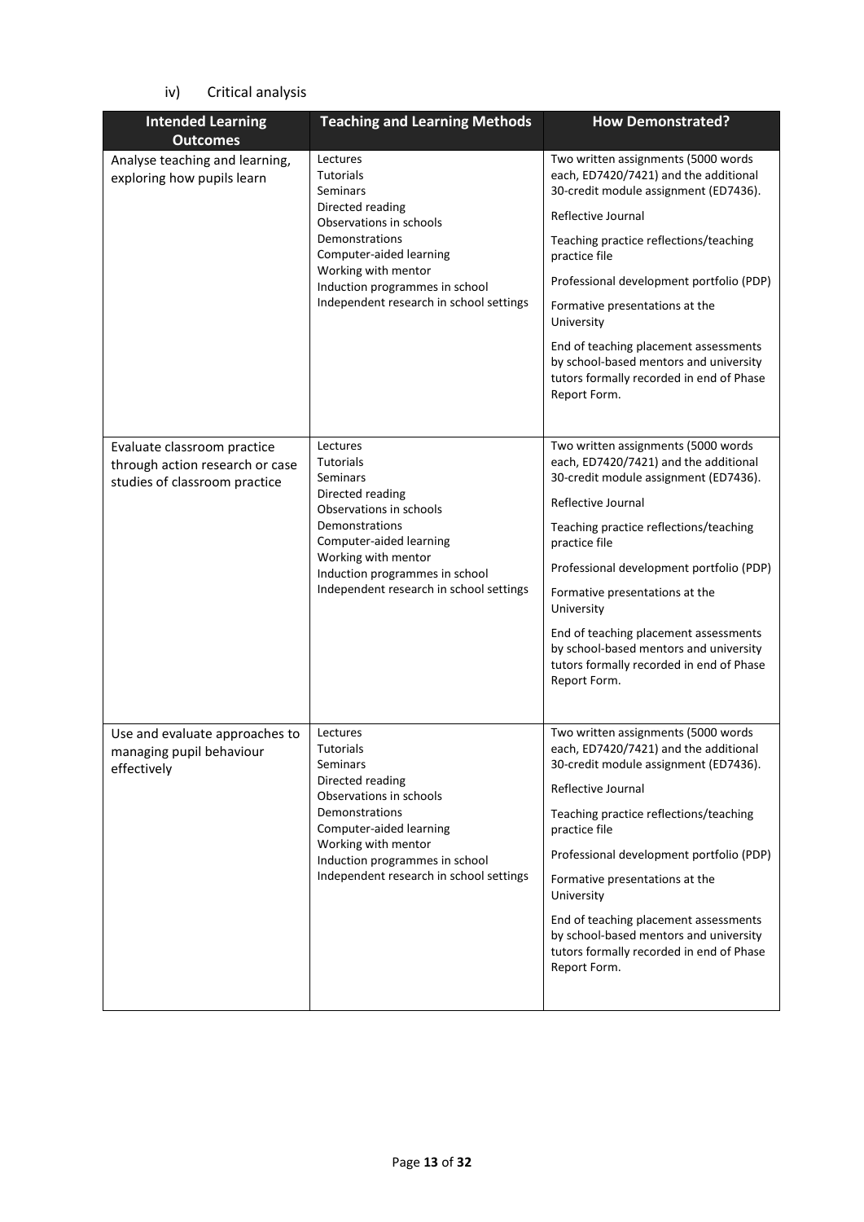iv) Critical analysis

| Intended Learning Outcomes | Teaching and Learning Methods | How Demonstrated? |
|---|---|---|
| Analyse teaching and learning, exploring how pupils learn | Lectures<br>Tutorials<br>Seminars<br>Directed reading<br>Observations in schools<br>Demonstrations<br>Computer-aided learning<br>Working with mentor<br>Induction programmes in school<br>Independent research in school settings | Two written assignments (5000 words each, ED7420/7421) and the additional 30-credit module assignment (ED7436).<br>Reflective Journal<br>Teaching practice reflections/teaching practice file<br>Professional development portfolio (PDP)<br>Formative presentations at the University<br>End of teaching placement assessments by school-based mentors and university tutors formally recorded in end of Phase Report Form. |
| Evaluate classroom practice through action research or case studies of classroom practice | Lectures<br>Tutorials<br>Seminars<br>Directed reading<br>Observations in schools<br>Demonstrations<br>Computer-aided learning<br>Working with mentor<br>Induction programmes in school<br>Independent research in school settings | Two written assignments (5000 words each, ED7420/7421) and the additional 30-credit module assignment (ED7436).<br>Reflective Journal<br>Teaching practice reflections/teaching practice file<br>Professional development portfolio (PDP)<br>Formative presentations at the University<br>End of teaching placement assessments by school-based mentors and university tutors formally recorded in end of Phase Report Form. |
| Use and evaluate approaches to managing pupil behaviour effectively | Lectures<br>Tutorials<br>Seminars<br>Directed reading<br>Observations in schools<br>Demonstrations<br>Computer-aided learning<br>Working with mentor<br>Induction programmes in school<br>Independent research in school settings | Two written assignments (5000 words each, ED7420/7421) and the additional 30-credit module assignment (ED7436).<br>Reflective Journal<br>Teaching practice reflections/teaching practice file<br>Professional development portfolio (PDP)<br>Formative presentations at the University<br>End of teaching placement assessments by school-based mentors and university tutors formally recorded in end of Phase Report Form. |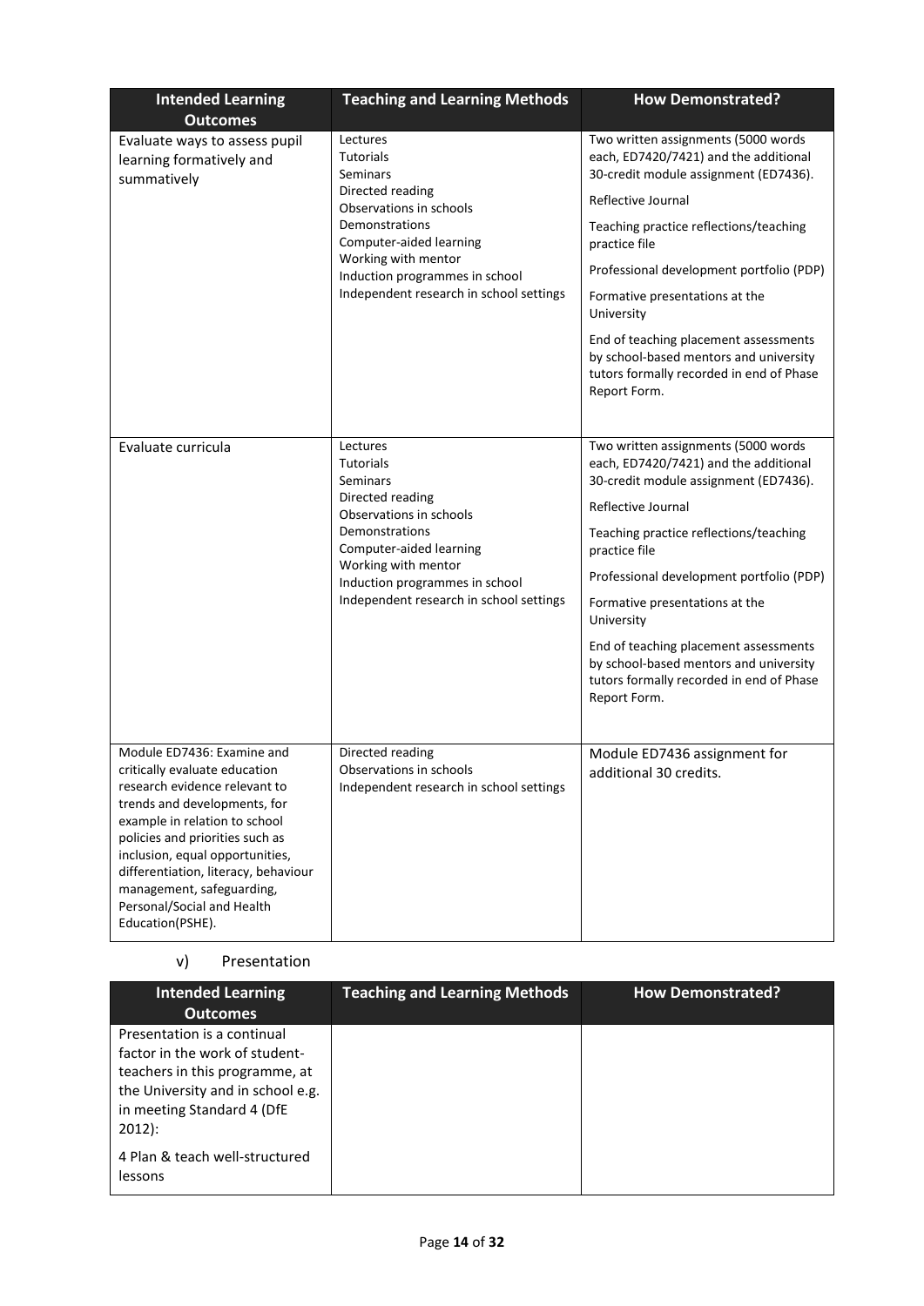| Intended Learning Outcomes | Teaching and Learning Methods | How Demonstrated? |
|---|---|---|
| Evaluate ways to assess pupil learning formatively and summatively | Lectures<br>Tutorials<br>Seminars<br>Directed reading<br>Observations in schools<br>Demonstrations<br>Computer-aided learning<br>Working with mentor<br>Induction programmes in school<br>Independent research in school settings | Two written assignments (5000 words each, ED7420/7421) and the additional 30-credit module assignment (ED7436).<br><br>Reflective Journal<br><br>Teaching practice reflections/teaching practice file<br><br>Professional development portfolio (PDP)<br><br>Formative presentations at the University<br><br>End of teaching placement assessments by school-based mentors and university tutors formally recorded in end of Phase Report Form. |
| Evaluate curricula | Lectures<br>Tutorials<br>Seminars<br>Directed reading<br>Observations in schools<br>Demonstrations<br>Computer-aided learning<br>Working with mentor<br>Induction programmes in school<br>Independent research in school settings | Two written assignments (5000 words each, ED7420/7421) and the additional 30-credit module assignment (ED7436).<br><br>Reflective Journal<br><br>Teaching practice reflections/teaching practice file<br><br>Professional development portfolio (PDP)<br><br>Formative presentations at the University<br><br>End of teaching placement assessments by school-based mentors and university tutors formally recorded in end of Phase Report Form. |
| Module ED7436: Examine and critically evaluate education research evidence relevant to trends and developments, for example in relation to school policies and priorities such as inclusion, equal opportunities, differentiation, literacy, behaviour management, safeguarding, Personal/Social and Health Education(PSHE). | Directed reading<br>Observations in schools<br>Independent research in school settings | Module ED7436 assignment for additional 30 credits. |

v) Presentation

| Intended Learning Outcomes | Teaching and Learning Methods | How Demonstrated? |
|---|---|---|
| Presentation is a continual factor in the work of student-teachers in this programme, at the University and in school e.g. in meeting Standard 4 (DfE 2012):<br><br>4 Plan & teach well-structured lessons | | |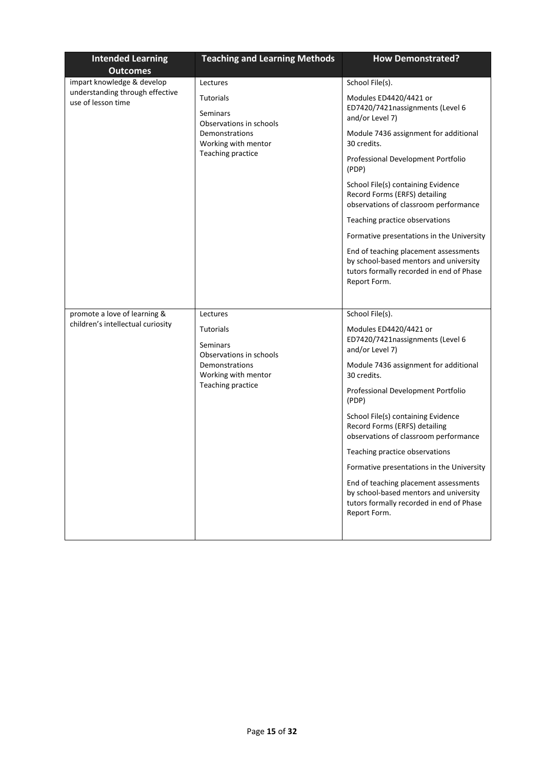| Intended Learning Outcomes | Teaching and Learning Methods | How Demonstrated? |
| --- | --- | --- |
| impart knowledge & develop understanding through effective use of lesson time | Lectures<br><br>Tutorials<br><br>Seminars<br>Observations in schools<br>Demonstrations<br>Working with mentor<br>Teaching practice | School File(s).<br><br>Modules ED4420/4421 or ED7420/7421nassignments (Level 6 and/or Level 7)<br><br>Module 7436 assignment for additional 30 credits.<br><br>Professional Development Portfolio (PDP)<br><br>School File(s) containing Evidence Record Forms (ERFS) detailing observations of classroom performance<br><br>Teaching practice observations<br><br>Formative presentations in the University<br><br>End of teaching placement assessments by school-based mentors and university tutors formally recorded in end of Phase Report Form. |
| promote a love of learning & children's intellectual curiosity | Lectures<br><br>Tutorials<br><br>Seminars<br>Observations in schools<br>Demonstrations<br>Working with mentor<br>Teaching practice | School File(s).<br><br>Modules ED4420/4421 or ED7420/7421nassignments (Level 6 and/or Level 7)<br><br>Module 7436 assignment for additional 30 credits.<br><br>Professional Development Portfolio (PDP)<br><br>School File(s) containing Evidence Record Forms (ERFS) detailing observations of classroom performance<br><br>Teaching practice observations<br><br>Formative presentations in the University<br><br>End of teaching placement assessments by school-based mentors and university tutors formally recorded in end of Phase Report Form. |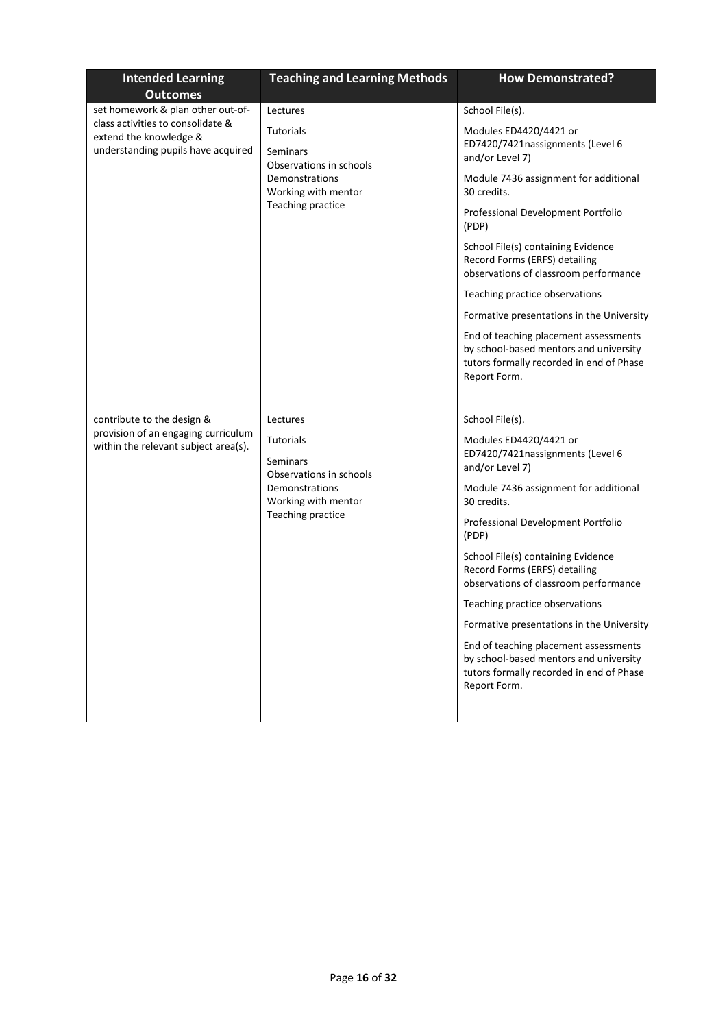| Intended Learning Outcomes | Teaching and Learning Methods | How Demonstrated? |
|---|---|---|
| set homework & plan other out-of-class activities to consolidate & extend the knowledge & understanding pupils have acquired | Lectures<br><br>Tutorials<br><br>Seminars<br>Observations in schools<br>Demonstrations<br>Working with mentor<br>Teaching practice | School File(s).<br><br>Modules ED4420/4421 or ED7420/7421nassignments (Level 6 and/or Level 7)<br><br>Module 7436 assignment for additional 30 credits.<br><br>Professional Development Portfolio (PDP)<br><br>School File(s) containing Evidence Record Forms (ERFS) detailing observations of classroom performance<br><br>Teaching practice observations<br><br>Formative presentations in the University<br><br>End of teaching placement assessments by school-based mentors and university tutors formally recorded in end of Phase Report Form. |
| contribute to the design & provision of an engaging curriculum within the relevant subject area(s). | Lectures<br><br>Tutorials<br><br>Seminars<br>Observations in schools<br>Demonstrations<br>Working with mentor<br>Teaching practice | School File(s).<br><br>Modules ED4420/4421 or ED7420/7421nassignments (Level 6 and/or Level 7)<br><br>Module 7436 assignment for additional 30 credits.<br><br>Professional Development Portfolio (PDP)<br><br>School File(s) containing Evidence Record Forms (ERFS) detailing observations of classroom performance<br><br>Teaching practice observations<br><br>Formative presentations in the University<br><br>End of teaching placement assessments by school-based mentors and university tutors formally recorded in end of Phase Report Form. |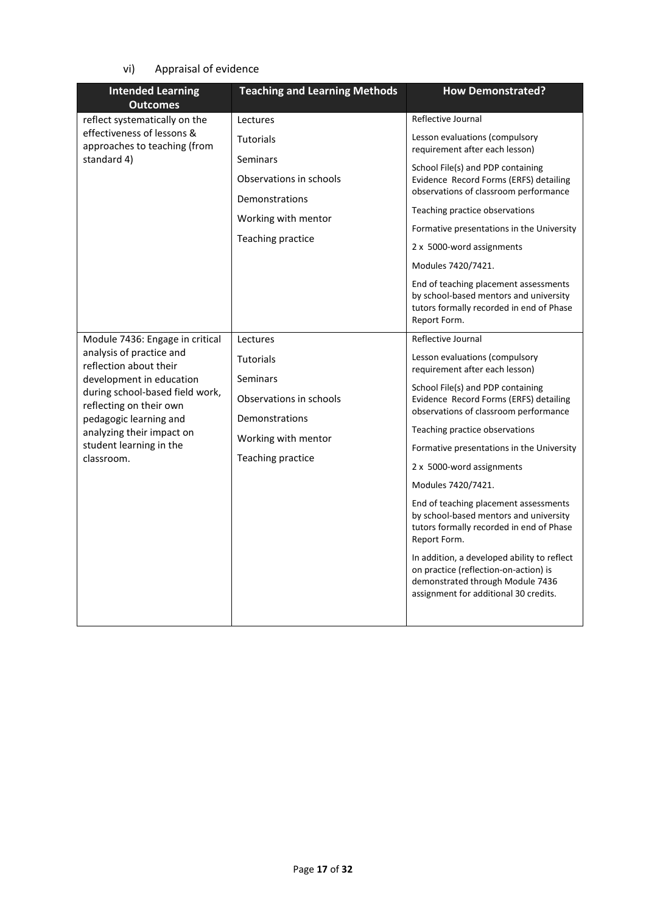vi) Appraisal of evidence

| Intended Learning Outcomes | Teaching and Learning Methods | How Demonstrated? |
|---|---|---|
| reflect systematically on the effectiveness of lessons & approaches to teaching (from standard 4) | Lectures<br>Tutorials<br>Seminars<br>Observations in schools<br>Demonstrations<br>Working with mentor<br>Teaching practice | Reflective Journal<br>Lesson evaluations (compulsory requirement after each lesson)<br>School File(s) and PDP containing Evidence Record Forms (ERFS) detailing observations of classroom performance<br>Teaching practice observations<br>Formative presentations in the University<br>2 x 5000-word assignments<br>Modules 7420/7421.<br>End of teaching placement assessments by school-based mentors and university tutors formally recorded in end of Phase Report Form. |
| Module 7436: Engage in critical analysis of practice and reflection about their development in education during school-based field work, reflecting on their own pedagogic learning and analyzing their impact on student learning in the classroom. | Lectures<br>Tutorials<br>Seminars<br>Observations in schools<br>Demonstrations<br>Working with mentor<br>Teaching practice | Reflective Journal<br>Lesson evaluations (compulsory requirement after each lesson)<br>School File(s) and PDP containing Evidence Record Forms (ERFS) detailing observations of classroom performance<br>Teaching practice observations<br>Formative presentations in the University<br>2 x 5000-word assignments<br>Modules 7420/7421.<br>End of teaching placement assessments by school-based mentors and university tutors formally recorded in end of Phase Report Form.<br>In addition, a developed ability to reflect on practice (reflection-on-action) is demonstrated through Module 7436 assignment for additional 30 credits. |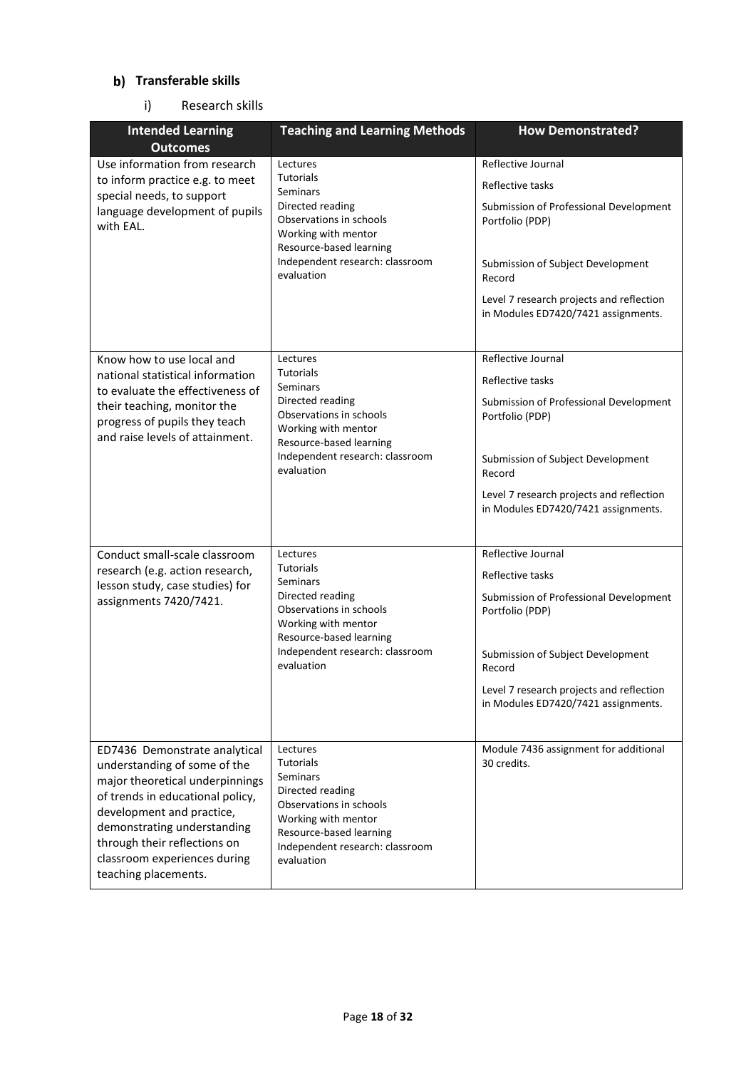## b) Transferable skills

i) Research skills

| Intended Learning Outcomes | Teaching and Learning Methods | How Demonstrated? |
|---|---|---|
| Use information from research to inform practice e.g. to meet special needs, to support language development of pupils with EAL. | Lectures<br>Tutorials<br>Seminars<br>Directed reading<br>Observations in schools<br>Working with mentor<br>Resource-based learning<br>Independent research: classroom evaluation | Reflective Journal<br>Reflective tasks<br>Submission of Professional Development Portfolio (PDP)<br>Submission of Subject Development Record<br>Level 7 research projects and reflection in Modules ED7420/7421 assignments. |
| Know how to use local and national statistical information to evaluate the effectiveness of their teaching, monitor the progress of pupils they teach and raise levels of attainment. | Lectures<br>Tutorials<br>Seminars<br>Directed reading<br>Observations in schools<br>Working with mentor<br>Resource-based learning<br>Independent research: classroom evaluation | Reflective Journal<br>Reflective tasks<br>Submission of Professional Development Portfolio (PDP)<br>Submission of Subject Development Record<br>Level 7 research projects and reflection in Modules ED7420/7421 assignments. |
| Conduct small-scale classroom research (e.g. action research, lesson study, case studies) for assignments 7420/7421. | Lectures<br>Tutorials<br>Seminars<br>Directed reading<br>Observations in schools<br>Working with mentor<br>Resource-based learning<br>Independent research: classroom evaluation | Reflective Journal<br>Reflective tasks<br>Submission of Professional Development Portfolio (PDP)<br>Submission of Subject Development Record<br>Level 7 research projects and reflection in Modules ED7420/7421 assignments. |
| ED7436 Demonstrate analytical understanding of some of the major theoretical underpinnings of trends in educational policy, development and practice, demonstrating understanding through their reflections on classroom experiences during teaching placements. | Lectures<br>Tutorials<br>Seminars<br>Directed reading<br>Observations in schools<br>Working with mentor<br>Resource-based learning<br>Independent research: classroom evaluation | Module 7436 assignment for additional 30 credits. |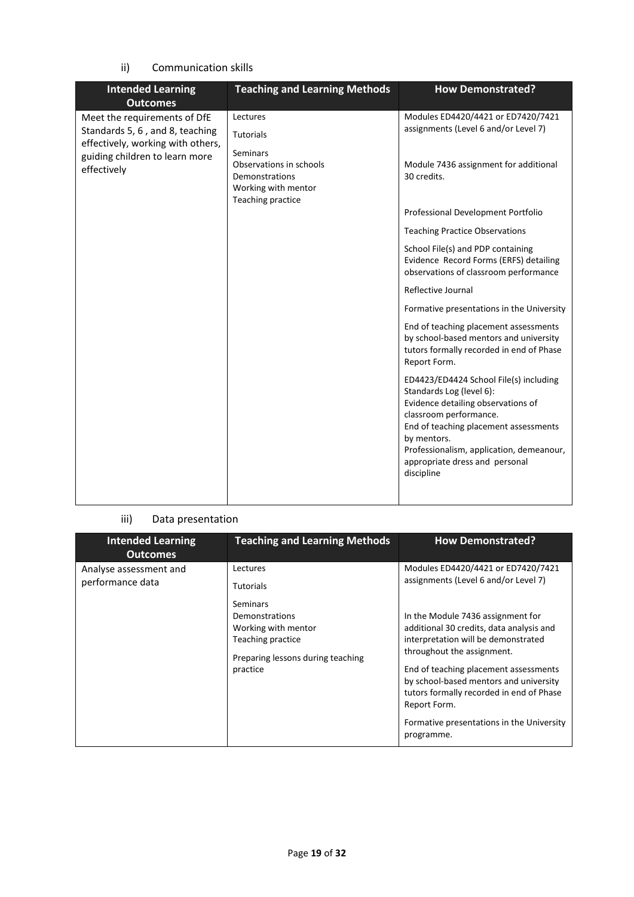ii) Communication skills

| Intended Learning Outcomes | Teaching and Learning Methods | How Demonstrated? |
|---|---|---|
| Meet the requirements of DfE Standards 5, 6 , and 8, teaching effectively, working with others, guiding children to learn more effectively | Lectures<br><br>Tutorials<br><br>Seminars<br>Observations in schools<br>Demonstrations<br>Working with mentor<br>Teaching practice | Modules ED4420/4421 or ED7420/7421 assignments (Level 6 and/or Level 7)<br><br>Module 7436 assignment for additional 30 credits.<br><br>Professional Development Portfolio<br><br>Teaching Practice Observations<br><br>School File(s) and PDP containing Evidence Record Forms (ERFS) detailing observations of classroom performance<br><br>Reflective Journal<br><br>Formative presentations in the University<br><br>End of teaching placement assessments by school-based mentors and university tutors formally recorded in end of Phase Report Form.<br><br>ED4423/ED4424 School File(s) including Standards Log (level 6):<br>Evidence detailing observations of classroom performance.<br>End of teaching placement assessments by mentors.<br>Professionalism, application, demeanour, appropriate dress and personal discipline |

iii) Data presentation

| Intended Learning Outcomes | Teaching and Learning Methods | How Demonstrated? |
|---|---|---|
| Analyse assessment and performance data | Lectures<br><br>Tutorials<br><br>Seminars<br>Demonstrations<br>Working with mentor<br>Teaching practice<br><br>Preparing lessons during teaching practice | Modules ED4420/4421 or ED7420/7421 assignments (Level 6 and/or Level 7)<br><br>In the Module 7436 assignment for additional 30 credits, data analysis and interpretation will be demonstrated throughout the assignment.<br><br>End of teaching placement assessments by school-based mentors and university tutors formally recorded in end of Phase Report Form.<br><br>Formative presentations in the University programme. |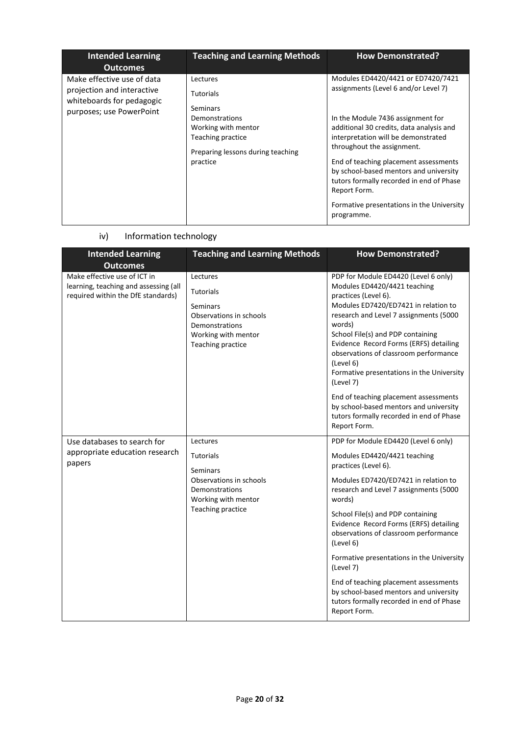| Intended Learning Outcomes | Teaching and Learning Methods | How Demonstrated? |
|---|---|---|
| Make effective use of data projection and interactive whiteboards for pedagogic purposes; use PowerPoint | Lectures<br>Tutorials<br>Seminars<br>Demonstrations<br>Working with mentor<br>Teaching practice<br>Preparing lessons during teaching practice | Modules ED4420/4421 or ED7420/7421 assignments (Level 6 and/or Level 7)<br>In the Module 7436 assignment for additional 30 credits, data analysis and interpretation will be demonstrated throughout the assignment.<br>End of teaching placement assessments by school-based mentors and university tutors formally recorded in end of Phase Report Form.<br>Formative presentations in the University programme. |

iv) Information technology

| Intended Learning Outcomes | Teaching and Learning Methods | How Demonstrated? |
|---|---|---|
| Make effective use of ICT in learning, teaching and assessing (all required within the DfE standards) | Lectures<br>Tutorials<br>Seminars<br>Observations in schools<br>Demonstrations<br>Working with mentor<br>Teaching practice | PDP for Module ED4420 (Level 6 only)<br>Modules ED4420/4421 teaching practices (Level 6).<br>Modules ED7420/ED7421 in relation to research and Level 7 assignments (5000 words)<br>School File(s) and PDP containing Evidence Record Forms (ERFS) detailing observations of classroom performance (Level 6)<br>Formative presentations in the University (Level 7)<br>End of teaching placement assessments by school-based mentors and university tutors formally recorded in end of Phase Report Form. |
| Use databases to search for appropriate education research papers | Lectures<br>Tutorials<br>Seminars<br>Observations in schools<br>Demonstrations<br>Working with mentor<br>Teaching practice | PDP for Module ED4420 (Level 6 only)<br>Modules ED4420/4421 teaching practices (Level 6).<br>Modules ED7420/ED7421 in relation to research and Level 7 assignments (5000 words)<br>School File(s) and PDP containing Evidence Record Forms (ERFS) detailing observations of classroom performance (Level 6)<br>Formative presentations in the University (Level 7)<br>End of teaching placement assessments by school-based mentors and university tutors formally recorded in end of Phase Report Form. |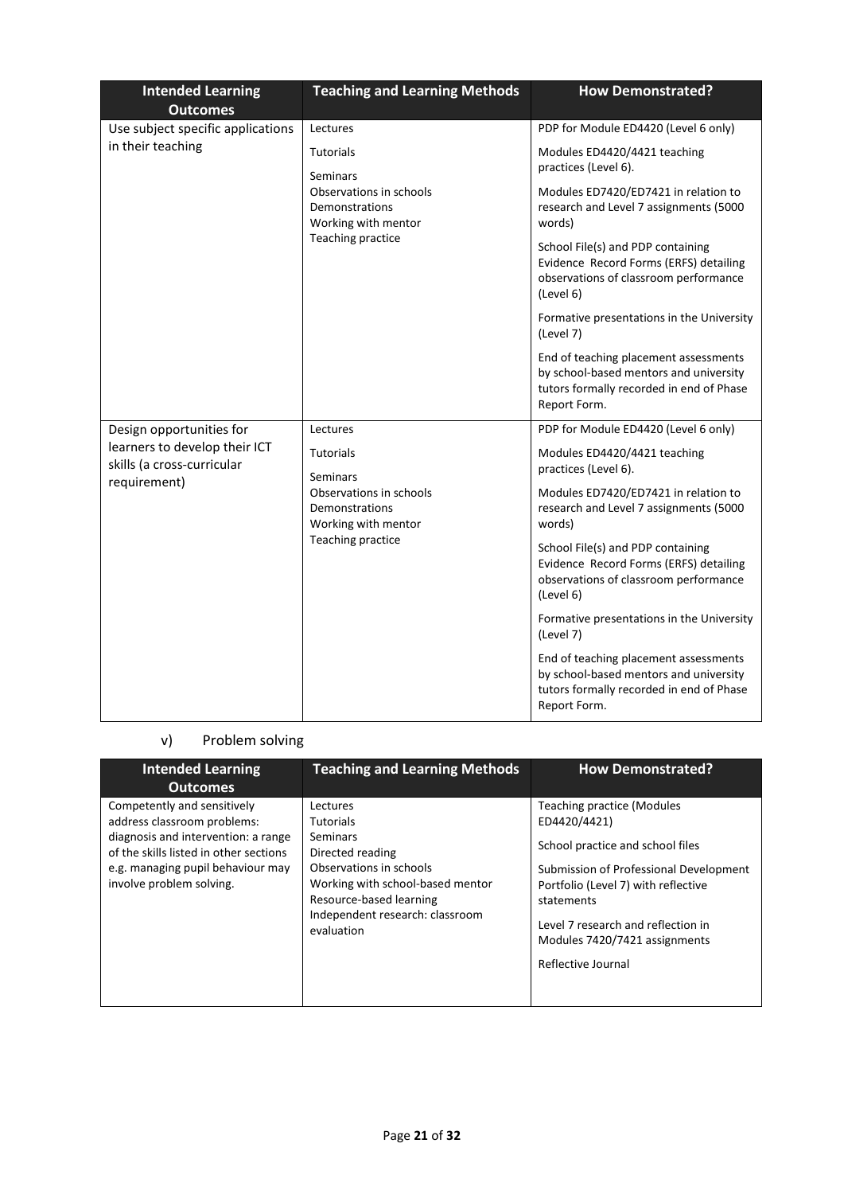| Intended Learning Outcomes | Teaching and Learning Methods | How Demonstrated? |
|---|---|---|
| Use subject specific applications in their teaching | Lectures<br>Tutorials<br>Seminars<br>Observations in schools<br>Demonstrations<br>Working with mentor<br>Teaching practice | PDP for Module ED4420 (Level 6 only)<br>Modules ED4420/4421 teaching practices (Level 6).<br>Modules ED7420/ED7421 in relation to research and Level 7 assignments (5000 words)<br>School File(s) and PDP containing Evidence Record Forms (ERFS) detailing observations of classroom performance (Level 6)<br>Formative presentations in the University (Level 7)<br>End of teaching placement assessments by school-based mentors and university tutors formally recorded in end of Phase Report Form. |
| Design opportunities for learners to develop their ICT skills (a cross-curricular requirement) | Lectures<br>Tutorials<br>Seminars<br>Observations in schools<br>Demonstrations<br>Working with mentor<br>Teaching practice | PDP for Module ED4420 (Level 6 only)<br>Modules ED4420/4421 teaching practices (Level 6).<br>Modules ED7420/ED7421 in relation to research and Level 7 assignments (5000 words)<br>School File(s) and PDP containing Evidence Record Forms (ERFS) detailing observations of classroom performance (Level 6)<br>Formative presentations in the University (Level 7)<br>End of teaching placement assessments by school-based mentors and university tutors formally recorded in end of Phase Report Form. |

v) Problem solving

| Intended Learning Outcomes | Teaching and Learning Methods | How Demonstrated? |
|---|---|---|
| Competently and sensitively address classroom problems: diagnosis and intervention: a range of the skills listed in other sections e.g. managing pupil behaviour may involve problem solving. | Lectures<br>Tutorials<br>Seminars<br>Directed reading<br>Observations in schools<br>Working with school-based mentor<br>Resource-based learning<br>Independent research: classroom evaluation | Teaching practice (Modules ED4420/4421)<br>School practice and school files<br>Submission of Professional Development Portfolio (Level 7) with reflective statements<br>Level 7 research and reflection in Modules 7420/7421 assignments<br>Reflective Journal |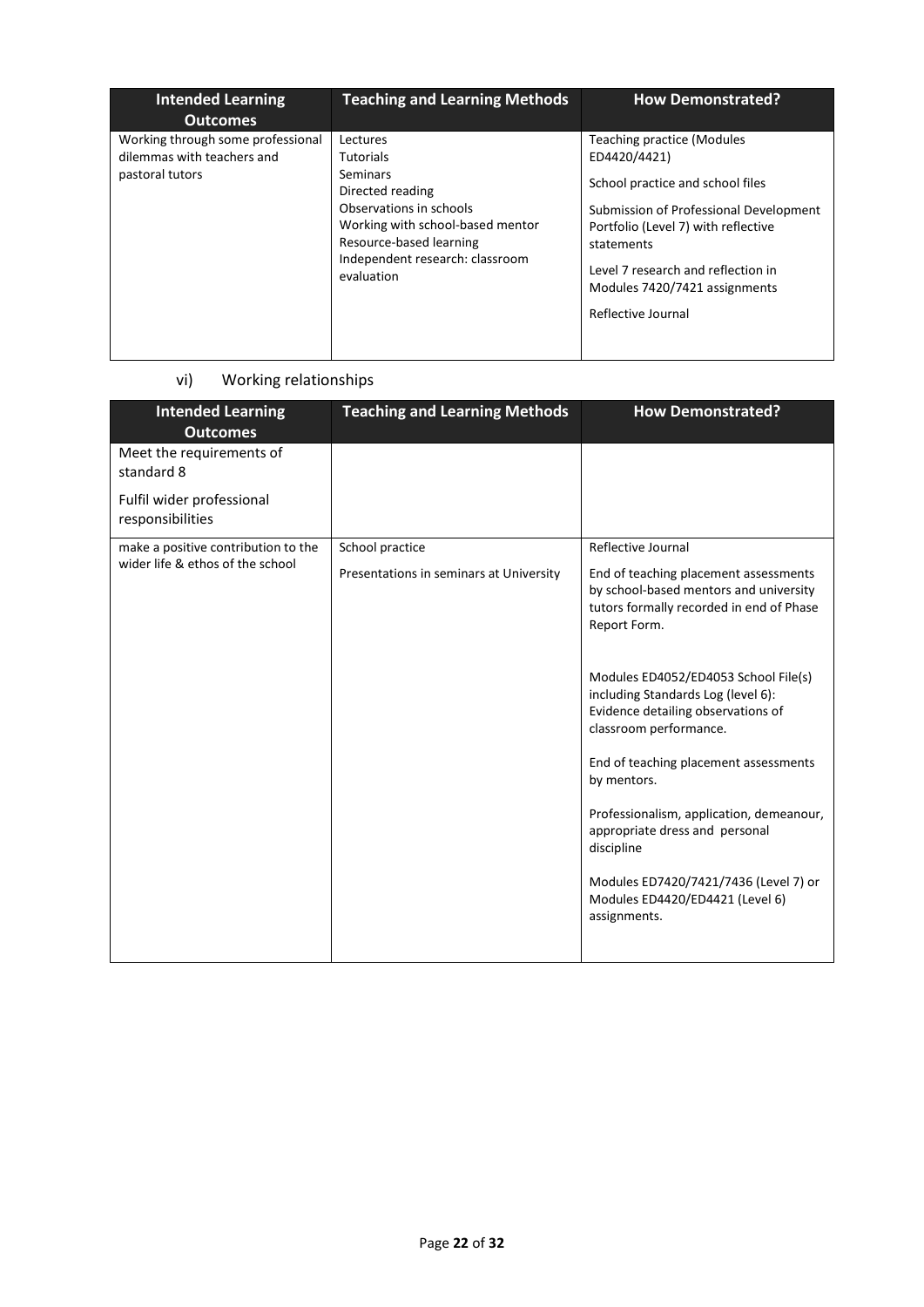| Intended Learning Outcomes | Teaching and Learning Methods | How Demonstrated? |
|---|---|---|
| Working through some professional dilemmas with teachers and pastoral tutors | Lectures<br>Tutorials<br>Seminars<br>Directed reading<br>Observations in schools<br>Working with school-based mentor<br>Resource-based learning<br>Independent research: classroom evaluation | Teaching practice (Modules ED4420/4421)<br><br>School practice and school files<br><br>Submission of Professional Development Portfolio (Level 7) with reflective statements<br><br>Level 7 research and reflection in Modules 7420/7421 assignments<br><br>Reflective Journal |

vi) Working relationships

| Intended Learning Outcomes | Teaching and Learning Methods | How Demonstrated? |
|---|---|---|
| Meet the requirements of standard 8<br><br>Fulfil wider professional responsibilities | | |
| make a positive contribution to the wider life & ethos of the school | School practice<br><br>Presentations in seminars at University | Reflective Journal<br><br>End of teaching placement assessments by school-based mentors and university tutors formally recorded in end of Phase Report Form.<br><br>Modules ED4052/ED4053 School File(s) including Standards Log (level 6): Evidence detailing observations of classroom performance.<br><br>End of teaching placement assessments by mentors.<br><br>Professionalism, application, demeanour, appropriate dress and personal discipline<br><br>Modules ED7420/7421/7436 (Level 7) or Modules ED4420/ED4421 (Level 6) assignments. |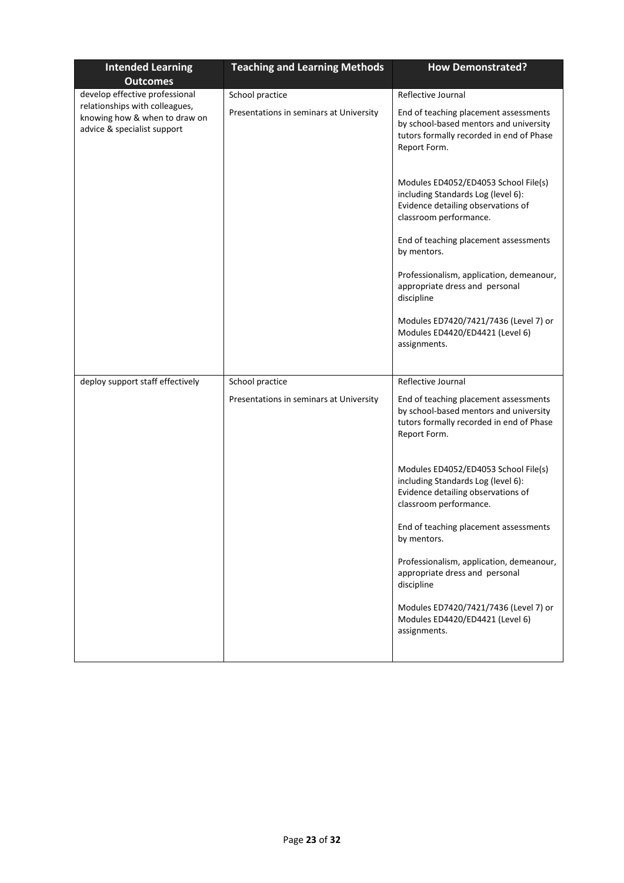| Intended Learning Outcomes | Teaching and Learning Methods | How Demonstrated? |
|---|---|---|
| develop effective professional relationships with colleagues, knowing how & when to draw on advice & specialist support | School practice<br><br>Presentations in seminars at University | Reflective Journal<br><br>End of teaching placement assessments by school-based mentors and university tutors formally recorded in end of Phase Report Form.<br><br>Modules ED4052/ED4053 School File(s) including Standards Log (level 6): Evidence detailing observations of classroom performance.<br><br>End of teaching placement assessments by mentors.<br><br>Professionalism, application, demeanour, appropriate dress and personal discipline<br><br>Modules ED7420/7421/7436 (Level 7) or Modules ED4420/ED4421 (Level 6) assignments. |
| deploy support staff effectively | School practice<br><br>Presentations in seminars at University | Reflective Journal<br><br>End of teaching placement assessments by school-based mentors and university tutors formally recorded in end of Phase Report Form.<br><br>Modules ED4052/ED4053 School File(s) including Standards Log (level 6): Evidence detailing observations of classroom performance.<br><br>End of teaching placement assessments by mentors.<br><br>Professionalism, application, demeanour, appropriate dress and personal discipline<br><br>Modules ED7420/7421/7436 (Level 7) or Modules ED4420/ED4421 (Level 6) assignments. |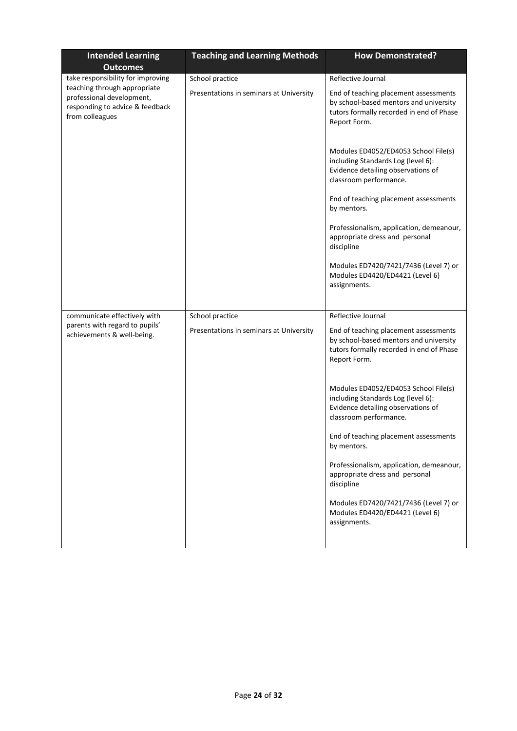| Intended Learning Outcomes | Teaching and Learning Methods | How Demonstrated? |
|---|---|---|
| take responsibility for improving teaching through appropriate professional development, responding to advice & feedback from colleagues | School practice<br><br>Presentations in seminars at University | Reflective Journal<br><br>End of teaching placement assessments by school-based mentors and university tutors formally recorded in end of Phase Report Form.<br><br>Modules ED4052/ED4053 School File(s) including Standards Log (level 6): Evidence detailing observations of classroom performance.<br><br>End of teaching placement assessments by mentors.<br><br>Professionalism, application, demeanour, appropriate dress and personal discipline<br><br>Modules ED7420/7421/7436 (Level 7) or Modules ED4420/ED4421 (Level 6) assignments. |
| communicate effectively with parents with regard to pupils' achievements & well-being. | School practice<br><br>Presentations in seminars at University | Reflective Journal<br><br>End of teaching placement assessments by school-based mentors and university tutors formally recorded in end of Phase Report Form.<br><br>Modules ED4052/ED4053 School File(s) including Standards Log (level 6): Evidence detailing observations of classroom performance.<br><br>End of teaching placement assessments by mentors.<br><br>Professionalism, application, demeanour, appropriate dress and personal discipline<br><br>Modules ED7420/7421/7436 (Level 7) or Modules ED4420/ED4421 (Level 6) assignments. |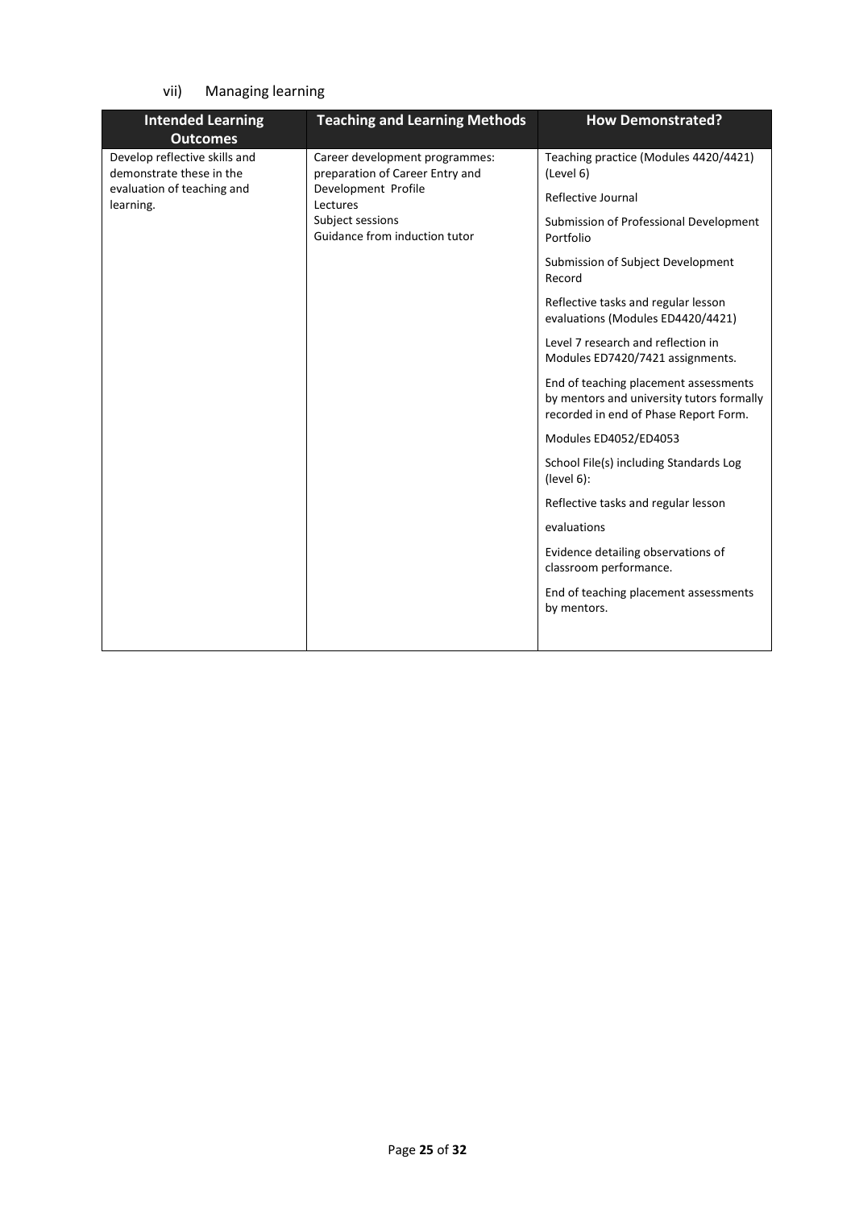### vii) Managing learning

| Intended Learning Outcomes | Teaching and Learning Methods | How Demonstrated? |
|---|---|---|
| Develop reflective skills and demonstrate these in the evaluation of teaching and learning. | Career development programmes: preparation of Career Entry and Development Profile<br>Lectures<br>Subject sessions<br>Guidance from induction tutor | Teaching practice (Modules 4420/4421) (Level 6)<br><br>Reflective Journal<br><br>Submission of Professional Development Portfolio<br><br>Submission of Subject Development Record<br><br>Reflective tasks and regular lesson evaluations (Modules ED4420/4421)<br><br>Level 7 research and reflection in Modules ED7420/7421 assignments.<br><br>End of teaching placement assessments by mentors and university tutors formally recorded in end of Phase Report Form.<br><br>Modules ED4052/ED4053<br><br>School File(s) including Standards Log (level 6):<br><br>Reflective tasks and regular lesson<br><br>evaluations<br><br>Evidence detailing observations of classroom performance.<br><br>End of teaching placement assessments by mentors. |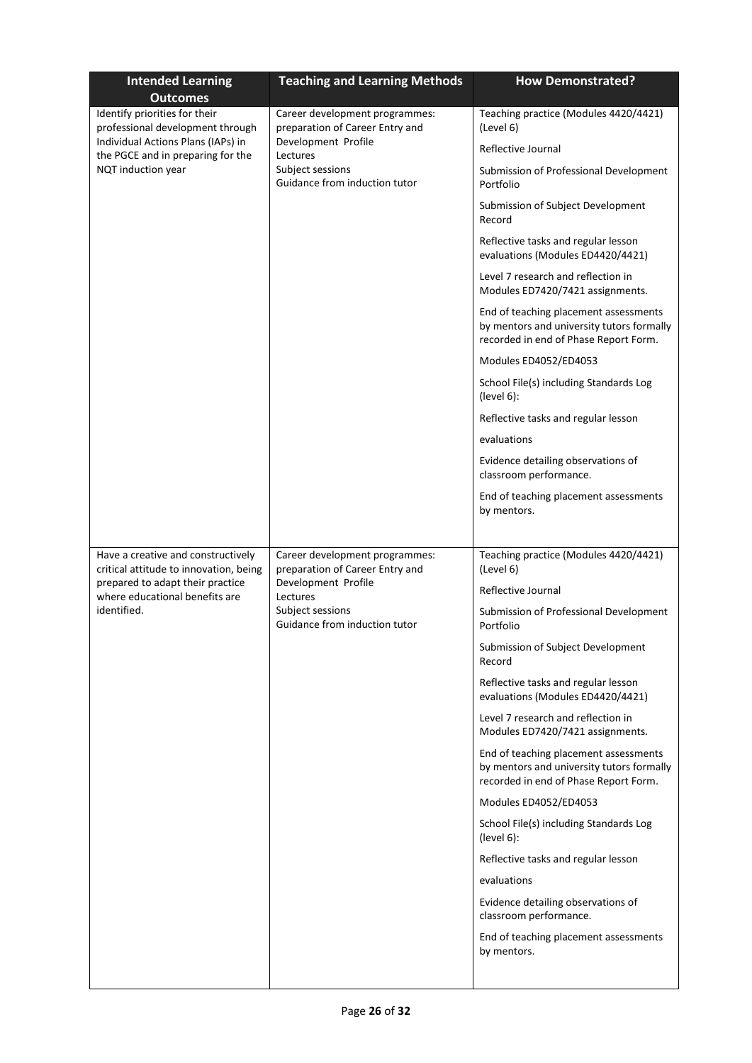| Intended Learning Outcomes | Teaching and Learning Methods | How Demonstrated? |
|---|---|---|
| Identify priorities for their professional development through Individual Actions Plans (IAPs) in the PGCE and in preparing for the NQT induction year | Career development programmes: preparation of Career Entry and Development Profile<br>Lectures<br>Subject sessions<br>Guidance from induction tutor | Teaching practice (Modules 4420/4421) (Level 6)<br>Reflective Journal<br>Submission of Professional Development Portfolio<br>Submission of Subject Development Record<br>Reflective tasks and regular lesson evaluations (Modules ED4420/4421)<br>Level 7 research and reflection in Modules ED7420/7421 assignments.<br>End of teaching placement assessments by mentors and university tutors formally recorded in end of Phase Report Form.<br>Modules ED4052/ED4053<br>School File(s) including Standards Log (level 6):<br>Reflective tasks and regular lesson<br>evaluations<br>Evidence detailing observations of classroom performance.<br>End of teaching placement assessments by mentors. |
| Have a creative and constructively critical attitude to innovation, being prepared to adapt their practice where educational benefits are identified. | Career development programmes: preparation of Career Entry and Development Profile<br>Lectures<br>Subject sessions<br>Guidance from induction tutor | Teaching practice (Modules 4420/4421) (Level 6)<br>Reflective Journal<br>Submission of Professional Development Portfolio<br>Submission of Subject Development Record<br>Reflective tasks and regular lesson evaluations (Modules ED4420/4421)<br>Level 7 research and reflection in Modules ED7420/7421 assignments.<br>End of teaching placement assessments by mentors and university tutors formally recorded in end of Phase Report Form.<br>Modules ED4052/ED4053<br>School File(s) including Standards Log (level 6):<br>Reflective tasks and regular lesson<br>evaluations<br>Evidence detailing observations of classroom performance.<br>End of teaching placement assessments by mentors. |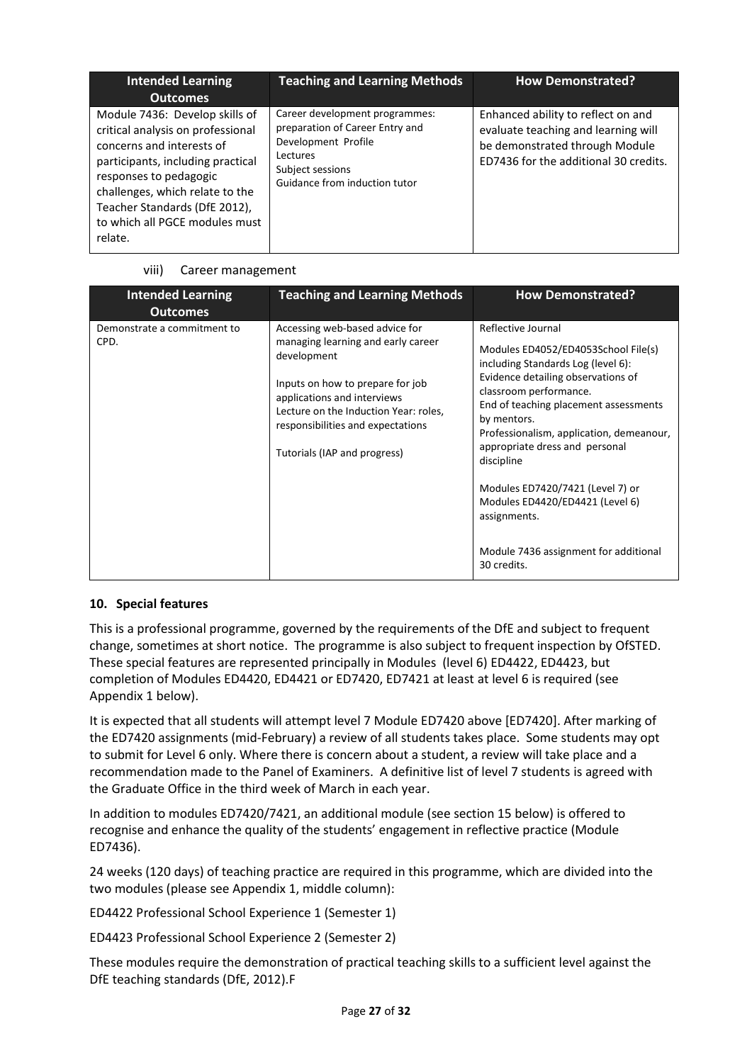| Intended Learning Outcomes | Teaching and Learning Methods | How Demonstrated? |
|---|---|---|
| Module 7436: Develop skills of critical analysis on professional concerns and interests of participants, including practical responses to pedagogic challenges, which relate to the Teacher Standards (DfE 2012), to which all PGCE modules must relate. | Career development programmes: preparation of Career Entry and Development Profile<br>Lectures<br>Subject sessions<br>Guidance from induction tutor | Enhanced ability to reflect on and evaluate teaching and learning will be demonstrated through Module ED7436 for the additional 30 credits. |

viii) Career management

| Intended Learning Outcomes | Teaching and Learning Methods | How Demonstrated? |
|---|---|---|
| Demonstrate a commitment to CPD. | Accessing web-based advice for managing learning and early career development<br><br>Inputs on how to prepare for job applications and interviews<br>Lecture on the Induction Year: roles, responsibilities and expectations<br><br>Tutorials (IAP and progress) | Reflective Journal<br><br>Modules ED4052/ED4053School File(s) including Standards Log (level 6): Evidence detailing observations of classroom performance.<br>End of teaching placement assessments by mentors.<br>Professionalism, application, demeanour, appropriate dress and personal discipline<br><br>Modules ED7420/7421 (Level 7) or Modules ED4420/ED4421 (Level 6) assignments.<br><br>Module 7436 assignment for additional 30 credits. |

**10. Special features**

This is a professional programme, governed by the requirements of the DfE and subject to frequent change, sometimes at short notice. The programme is also subject to frequent inspection by OfSTED. These special features are represented principally in Modules (level 6) ED4422, ED4423, but completion of Modules ED4420, ED4421 or ED7420, ED7421 at least at level 6 is required (see Appendix 1 below).

It is expected that all students will attempt level 7 Module ED7420 above [ED7420]. After marking of the ED7420 assignments (mid-February) a review of all students takes place. Some students may opt to submit for Level 6 only. Where there is concern about a student, a review will take place and a recommendation made to the Panel of Examiners. A definitive list of level 7 students is agreed with the Graduate Office in the third week of March in each year.

In addition to modules ED7420/7421, an additional module (see section 15 below) is offered to recognise and enhance the quality of the students' engagement in reflective practice (Module ED7436).

24 weeks (120 days) of teaching practice are required in this programme, which are divided into the two modules (please see Appendix 1, middle column):

ED4422 Professional School Experience 1 (Semester 1)

ED4423 Professional School Experience 2 (Semester 2)

These modules require the demonstration of practical teaching skills to a sufficient level against the DfE teaching standards (DfE, 2012).F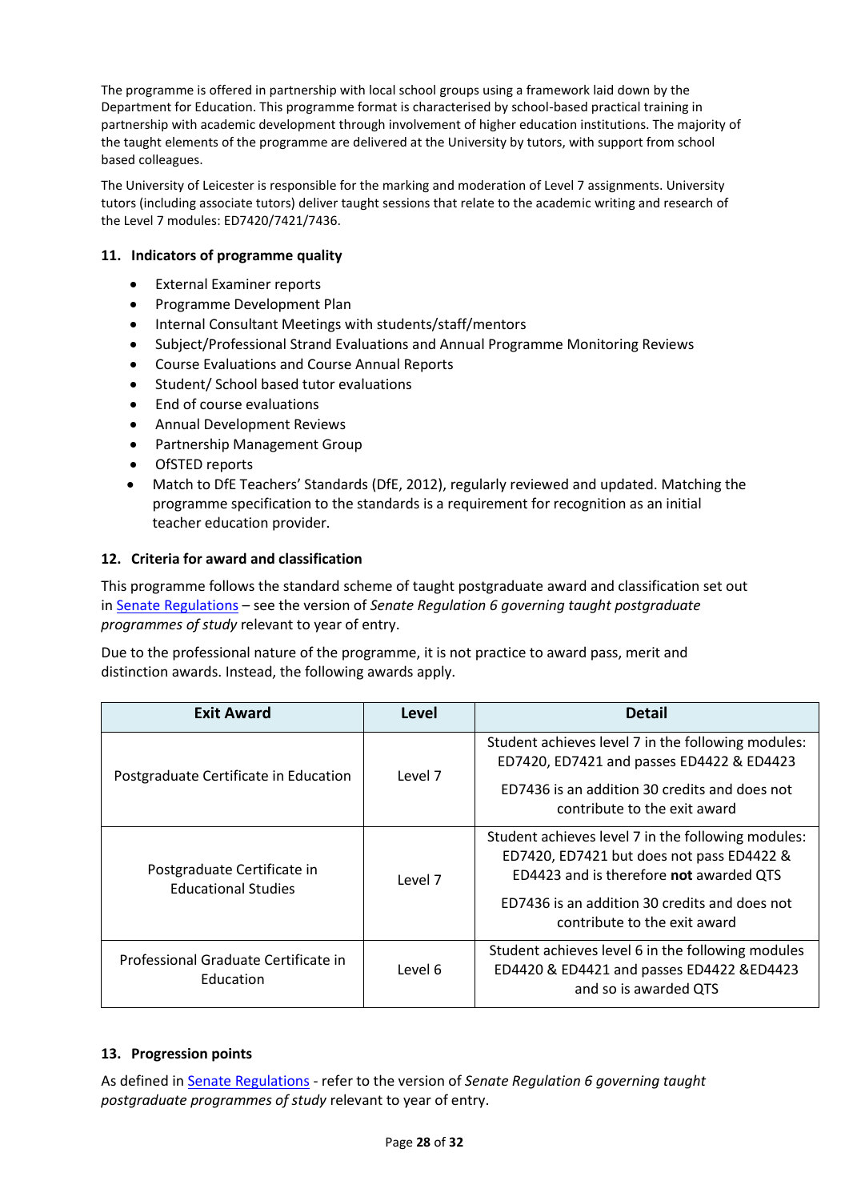The programme is offered in partnership with local school groups using a framework laid down by the Department for Education. This programme format is characterised by school-based practical training in partnership with academic development through involvement of higher education institutions. The majority of the taught elements of the programme are delivered at the University by tutors, with support from school based colleagues.

The University of Leicester is responsible for the marking and moderation of Level 7 assignments. University tutors (including associate tutors) deliver taught sessions that relate to the academic writing and research of the Level 7 modules: ED7420/7421/7436.

### 11. Indicators of programme quality

- External Examiner reports
- Programme Development Plan
- Internal Consultant Meetings with students/staff/mentors
- Subject/Professional Strand Evaluations and Annual Programme Monitoring Reviews
- Course Evaluations and Course Annual Reports
- Student/ School based tutor evaluations
- End of course evaluations
- Annual Development Reviews
- Partnership Management Group
- OfSTED reports
- Match to DfE Teachers' Standards (DfE, 2012), regularly reviewed and updated. Matching the programme specification to the standards is a requirement for recognition as an initial teacher education provider.

### 12. Criteria for award and classification

This programme follows the standard scheme of taught postgraduate award and classification set out in [Senate Regulations] – see the version of *Senate Regulation 6 governing taught postgraduate programmes of study* relevant to year of entry.

Due to the professional nature of the programme, it is not practice to award pass, merit and distinction awards. Instead, the following awards apply.

| Exit Award | Level | Detail |
|---|---|---|
| Postgraduate Certificate in Education | Level 7 | Student achieves level 7 in the following modules: ED7420, ED7421 and passes ED4422 & ED4423<br><br>ED7436 is an addition 30 credits and does not contribute to the exit award |
| Postgraduate Certificate in Educational Studies | Level 7 | Student achieves level 7 in the following modules: ED7420, ED7421 but does not pass ED4422 & ED4423 and is therefore **not** awarded QTS<br><br>ED7436 is an addition 30 credits and does not contribute to the exit award |
| Professional Graduate Certificate in Education | Level 6 | Student achieves level 6 in the following modules ED4420 & ED4421 and passes ED4422 &ED4423 and so is awarded QTS |

### 13. Progression points

As defined in [Senate Regulations] - refer to the version of *Senate Regulation 6 governing taught postgraduate programmes of study* relevant to year of entry.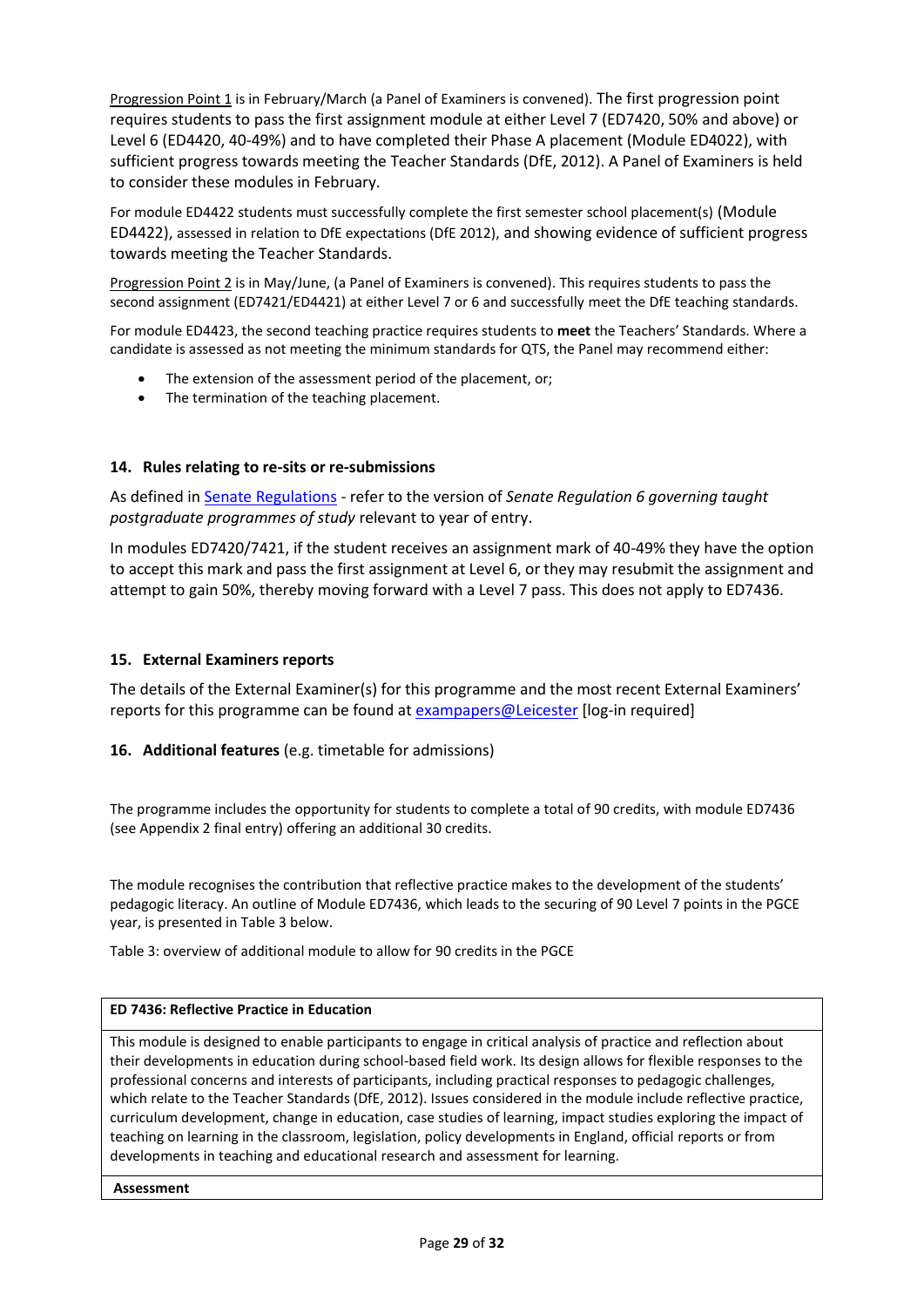Progression Point 1 is in February/March (a Panel of Examiners is convened). The first progression point requires students to pass the first assignment module at either Level 7 (ED7420, 50% and above) or Level 6 (ED4420, 40-49%) and to have completed their Phase A placement (Module ED4022), with sufficient progress towards meeting the Teacher Standards (DfE, 2012). A Panel of Examiners is held to consider these modules in February.

For module ED4422 students must successfully complete the first semester school placement(s) (Module ED4422), assessed in relation to DfE expectations (DfE 2012), and showing evidence of sufficient progress towards meeting the Teacher Standards.

Progression Point 2 is in May/June, (a Panel of Examiners is convened). This requires students to pass the second assignment (ED7421/ED4421) at either Level 7 or 6 and successfully meet the DfE teaching standards.

For module ED4423, the second teaching practice requires students to **meet** the Teachers' Standards. Where a candidate is assessed as not meeting the minimum standards for QTS, the Panel may recommend either:

- The extension of the assessment period of the placement, or;
- The termination of the teaching placement.

## 14. Rules relating to re-sits or re-submissions

As defined in Senate Regulations - refer to the version of *Senate Regulation 6 governing taught postgraduate programmes of study* relevant to year of entry.

In modules ED7420/7421, if the student receives an assignment mark of 40-49% they have the option to accept this mark and pass the first assignment at Level 6, or they may resubmit the assignment and attempt to gain 50%, thereby moving forward with a Level 7 pass. This does not apply to ED7436.

## 15. External Examiners reports

The details of the External Examiner(s) for this programme and the most recent External Examiners' reports for this programme can be found at exampapers@Leicester [log-in required]

## 16. Additional features (e.g. timetable for admissions)

The programme includes the opportunity for students to complete a total of 90 credits, with module ED7436 (see Appendix 2 final entry) offering an additional 30 credits.

The module recognises the contribution that reflective practice makes to the development of the students' pedagogic literacy. An outline of Module ED7436, which leads to the securing of 90 Level 7 points in the PGCE year, is presented in Table 3 below.

Table 3: overview of additional module to allow for 90 credits in the PGCE

| **ED 7436: Reflective Practice in Education** |
| --- |
| This module is designed to enable participants to engage in critical analysis of practice and reflection about their developments in education during school-based field work. Its design allows for flexible responses to the professional concerns and interests of participants, including practical responses to pedagogic challenges, which relate to the Teacher Standards (DfE, 2012). Issues considered in the module include reflective practice, curriculum development, change in education, case studies of learning, impact studies exploring the impact of teaching on learning in the classroom, legislation, policy developments in England, official reports or from developments in teaching and educational research and assessment for learning. |
| **Assessment** |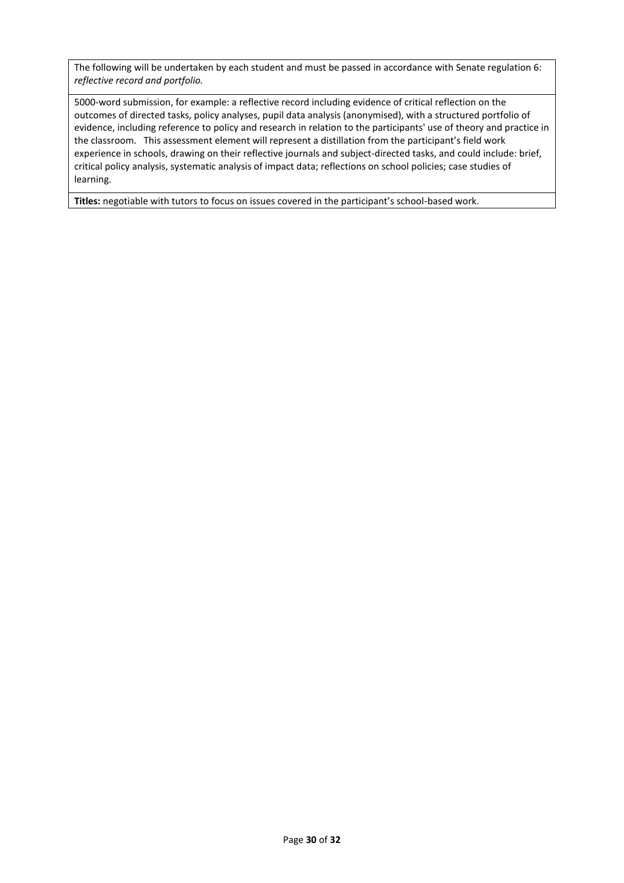| The following will be undertaken by each student and must be passed in accordance with Senate regulation 6: *reflective record and portfolio.* |
| --- |
| 5000-word submission, for example: a reflective record including evidence of critical reflection on the outcomes of directed tasks, policy analyses, pupil data analysis (anonymised), with a structured portfolio of evidence, including reference to policy and research in relation to the participants' use of theory and practice in the classroom. This assessment element will represent a distillation from the participant's field work experience in schools, drawing on their reflective journals and subject-directed tasks, and could include: brief, critical policy analysis, systematic analysis of impact data; reflections on school policies; case studies of learning. |
| **Titles:** negotiable with tutors to focus on issues covered in the participant's school-based work. |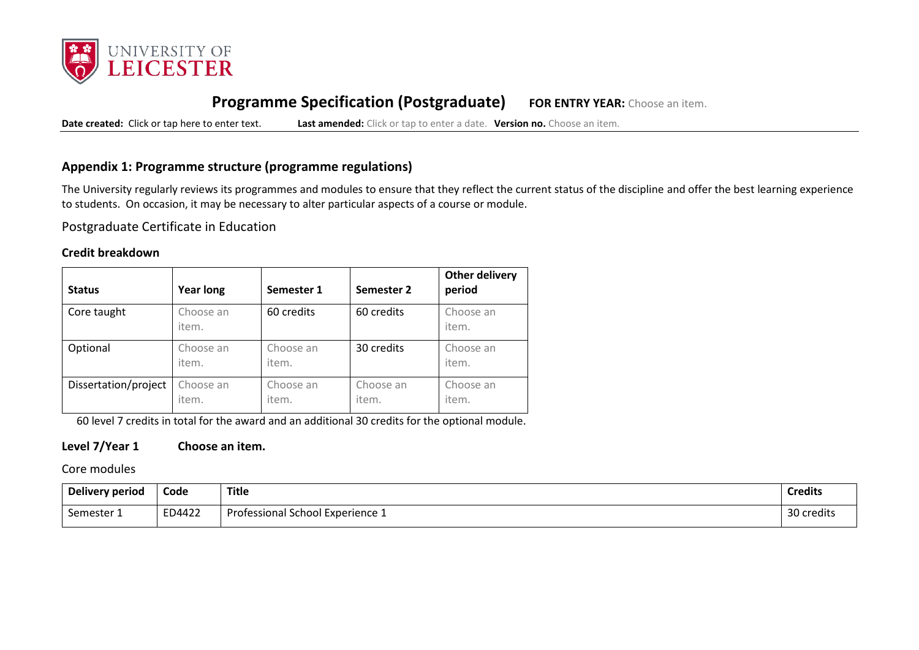## Programme Specification (Postgraduate) FOR ENTRY YEAR: Choose an item.

**Date created:** Click or tap here to enter text. **Last amended:** Click or tap to enter a date. **Version no.** Choose an item.

### Appendix 1: Programme structure (programme regulations)

The University regularly reviews its programmes and modules to ensure that they reflect the current status of the discipline and offer the best learning experience to students. On occasion, it may be necessary to alter particular aspects of a course or module.

Postgraduate Certificate in Education

**Credit breakdown**

| Status | Year long | Semester 1 | Semester 2 | Other delivery period |
|---|---|---|---|---|
| Core taught | Choose an item. | 60 credits | 60 credits | Choose an item. |
| Optional | Choose an item. | Choose an item. | 30 credits | Choose an item. |
| Dissertation/project | Choose an item. | Choose an item. | Choose an item. | Choose an item. |

60 level 7 credits in total for the award and an additional 30 credits for the optional module.

**Level 7/Year 1 Choose an item.**

Core modules

| Delivery period | Code | Title | Credits |
|---|---|---|---|
| Semester 1 | ED4422 | Professional School Experience 1 | 30 credits |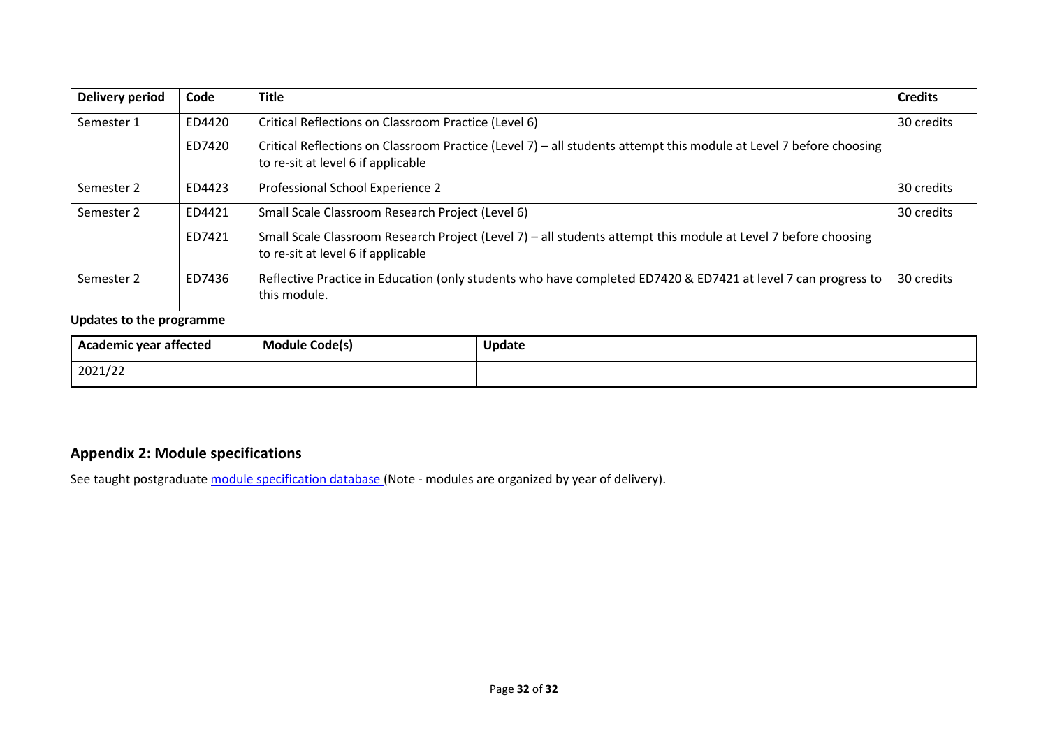| Delivery period | Code | Title | Credits |
|---|---|---|---|
| Semester 1 | ED4420<br>ED7420 | Critical Reflections on Classroom Practice (Level 6)<br>Critical Reflections on Classroom Practice (Level 7) – all students attempt this module at Level 7 before choosing to re-sit at level 6 if applicable | 30 credits |
| Semester 2 | ED4423 | Professional School Experience 2 | 30 credits |
| Semester 2 | ED4421<br>ED7421 | Small Scale Classroom Research Project (Level 6)<br>Small Scale Classroom Research Project (Level 7) – all students attempt this module at Level 7 before choosing to re-sit at level 6 if applicable | 30 credits |
| Semester 2 | ED7436 | Reflective Practice in Education (only students who have completed ED7420 & ED7421 at level 7 can progress to this module. | 30 credits |

**Updates to the programme**

| Academic year affected | Module Code(s) | Update |
|---|---|---|
| 2021/22 | | |

## Appendix 2: Module specifications

See taught postgraduate module specification database (Note - modules are organized by year of delivery).